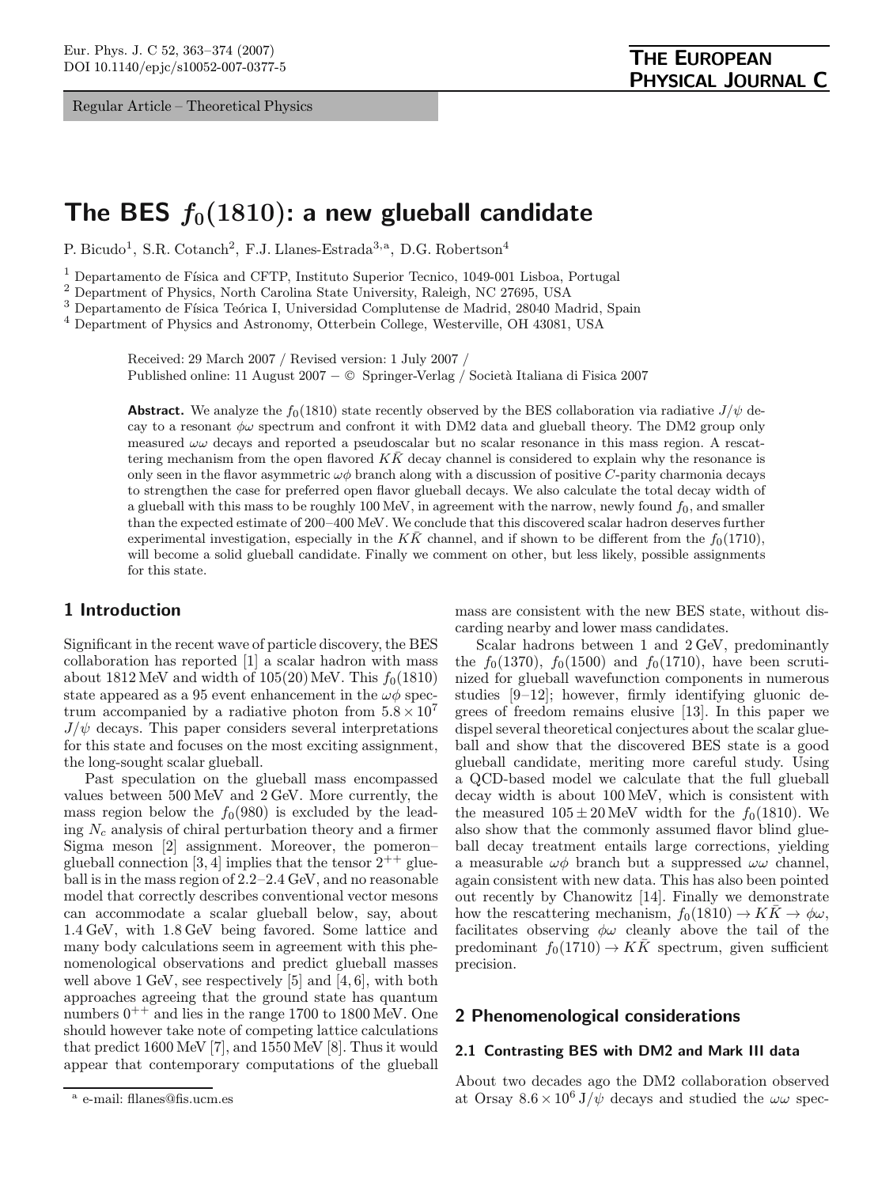Regular Article – Theoretical Physics

# The BES $f_0(1810)$: a new glueball candidate

P. Bicudo[1], S.R. Cotanch[2], F.J. Llanes-Estrada[3,a], D.G. Robertson[4]

[1] Departamento de Física and CFTP, Instituto Superior Tecnico, 1049-001 Lisboa, Portugal
[2] Department of Physics, North Carolina State University, Raleigh, NC 27695, USA
[3] Departamento de Física Teórica I, Universidad Complutense de Madrid, 28040 Madrid, Spain
[4] Department of Physics and Astronomy, Otterbein College, Westerville, OH 43081, USA

Received: 29 March 2007 / Revised version: 1 July 2007 /
Published online: 11 August 2007 – © Springer-Verlag / Società Italiana di Fisica 2007

**Abstract.** We analyze the $f_0(1810)$ state recently observed by the BES collaboration via radiative $J/\psi$ decay to a resonant $\phi\omega$ spectrum and confront it with DM2 data and glueball theory. The DM2 group only measured $\omega\omega$ decays and reported a pseudoscalar but no scalar resonance in this mass region. A rescattering mechanism from the open flavored $K\bar{K}$ decay channel is considered to explain why the resonance is only seen in the flavor asymmetric $\omega\phi$ branch along with a discussion of positive $C$-parity charmonia decays to strengthen the case for preferred open flavor glueball decays. We also calculate the total decay width of a glueball with this mass to be roughly 100 MeV, in agreement with the narrow, newly found $f_0$, and smaller than the expected estimate of 200–400 MeV. We conclude that this discovered scalar hadron deserves further experimental investigation, especially in the $K\bar{K}$ channel, and if shown to be different from the $f_0(1710)$, will become a solid glueball candidate. Finally we comment on other, but less likely, possible assignments for this state.

## 1 Introduction

Significant in the recent wave of particle discovery, the BES collaboration has reported [1] a scalar hadron with mass about 1812 MeV and width of 105(20) MeV. This $f_0(1810)$ state appeared as a 95 event enhancement in the $\omega\phi$ spectrum accompanied by a radiative photon from $5.8 \times 10^7$ $J/\psi$ decays. This paper considers several interpretations for this state and focuses on the most exciting assignment, the long-sought scalar glueball.

Past speculation on the glueball mass encompassed values between 500 MeV and 2 GeV. More currently, the mass region below the $f_0(980)$ is excluded by the leading $N_c$ analysis of chiral perturbation theory and a firmer Sigma meson [2] assignment. Moreover, the pomeron–glueball connection [3, 4] implies that the tensor $2^{++}$ glueball is in the mass region of 2.2–2.4 GeV, and no reasonable model that correctly describes conventional vector mesons can accommodate a scalar glueball below, say, about 1.4 GeV, with 1.8 GeV being favored. Some lattice and many body calculations seem in agreement with this phenomenological observations and predict glueball masses well above 1 GeV, see respectively [5] and [4, 6], with both approaches agreeing that the ground state has quantum numbers $0^{++}$ and lies in the range 1700 to 1800 MeV. One should however take note of competing lattice calculations that predict 1600 MeV [7], and 1550 MeV [8]. Thus it would appear that contemporary computations of the glueball mass are consistent with the new BES state, without discarding nearby and lower mass candidates.

Scalar hadrons between 1 and 2 GeV, predominantly the $f_0(1370)$, $f_0(1500)$ and $f_0(1710)$, have been scrutinized for glueball wavefunction components in numerous studies [9–12]; however, firmly identifying gluonic degrees of freedom remains elusive [13]. In this paper we dispel several theoretical conjectures about the scalar glueball and show that the discovered BES state is a good glueball candidate, meriting more careful study. Using a QCD-based model we calculate that the full glueball decay width is about 100 MeV, which is consistent with the measured $105 \pm 20$ MeV width for the $f_0(1810)$. We also show that the commonly assumed flavor blind glueball decay treatment entails large corrections, yielding a measurable $\omega\phi$ branch but a suppressed $\omega\omega$ channel, again consistent with new data. This has also been pointed out recently by Chanowitz [14]. Finally we demonstrate how the rescattering mechanism, $f_0(1810) \to K\bar{K} \to \phi\omega$, facilitates observing $\phi\omega$ cleanly above the tail of the predominant $f_0(1710) \to K\bar{K}$ spectrum, given sufficient precision.

## 2 Phenomenological considerations

### 2.1 Contrasting BES with DM2 and Mark III data

About two decades ago the DM2 collaboration observed at Orsay $8.6 \times 10^6$ J/$\psi$ decays and studied the $\omega\omega$ spec-

[a] e-mail: fllanes@fis.ucm.es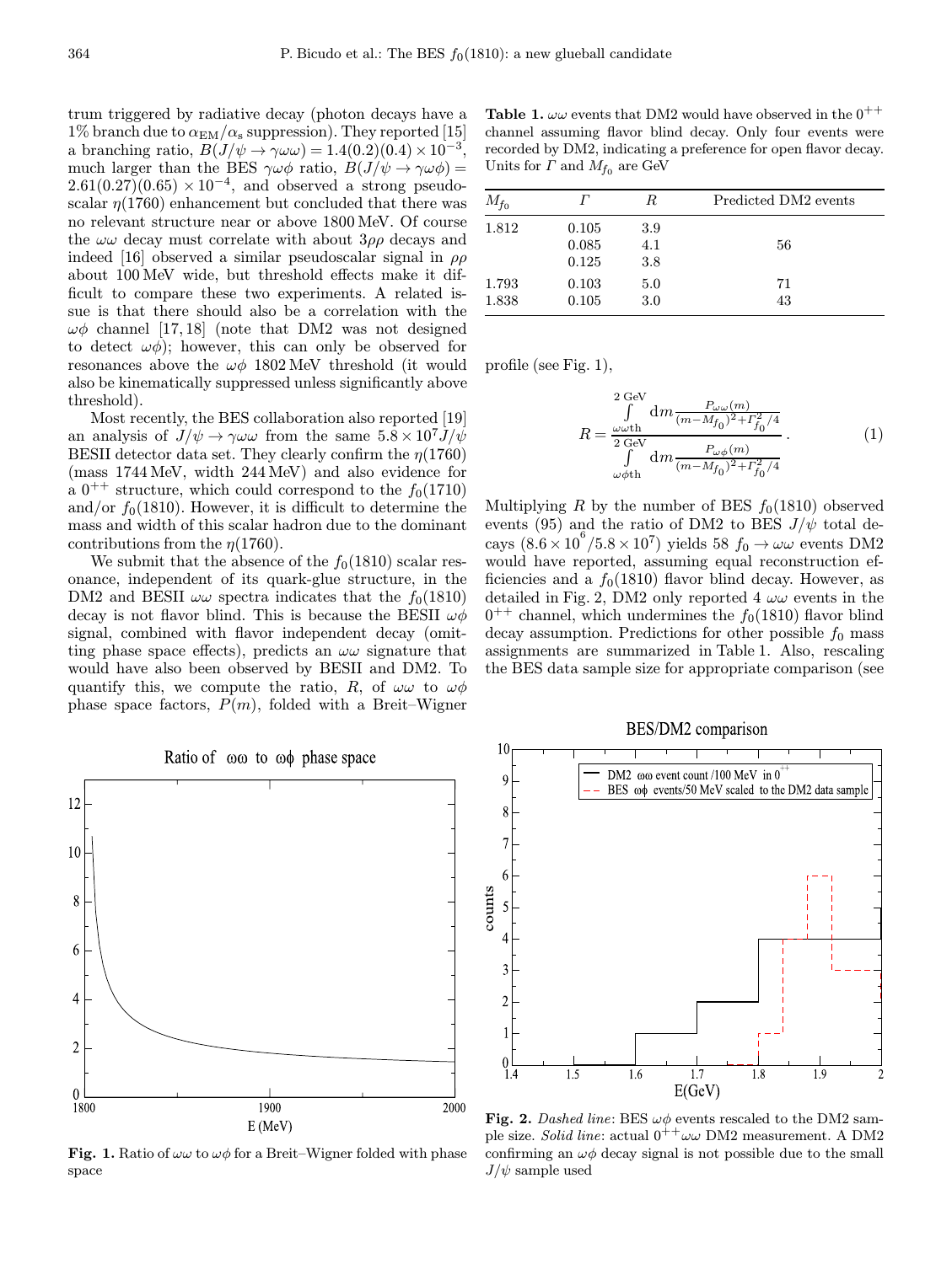trum triggered by radiative decay (photon decays have a 1% branch due to $\alpha_{\rm EM}/\alpha_{\rm s}$ suppression). They reported [15] a branching ratio, $B(J/\psi \to \gamma\omega\omega) = 1.4(0.2)(0.4)\times 10^{-3}$, much larger than the BES $\gamma\omega\phi$ ratio, $B(J/\psi \to \gamma\omega\phi) = 2.61(0.27)(0.65)\times 10^{-4}$, and observed a strong pseudoscalar $\eta(1760)$ enhancement but concluded that there was no relevant structure near or above 1800 MeV. Of course the $\omega\omega$ decay must correlate with about $3\rho\rho$ decays and indeed [16] observed a similar pseudoscalar signal in $\rho\rho$ about 100 MeV wide, but threshold effects make it difficult to compare these two experiments. A related issue is that there should also be a correlation with the $\omega\phi$ channel [17, 18] (note that DM2 was not designed to detect $\omega\phi$); however, this can only be observed for resonances above the $\omega\phi$ 1802 MeV threshold (it would also be kinematically suppressed unless significantly above threshold).

Most recently, the BES collaboration also reported [19] an analysis of $J/\psi \to \gamma\omega\omega$ from the same $5.8\times 10^7 J/\psi$ BESII detector data set. They clearly confirm the $\eta(1760)$ (mass 1744 MeV, width 244 MeV) and also evidence for a $0^{++}$ structure, which could correspond to the $f_0(1710)$ and/or $f_0(1810)$. However, it is difficult to determine the mass and width of this scalar hadron due to the dominant contributions from the $\eta(1760)$.

We submit that the absence of the $f_0(1810)$ scalar resonance, independent of its quark-glue structure, in the DM2 and BESII $\omega\omega$ spectra indicates that the $f_0(1810)$ decay is not flavor blind. This is because the BESII $\omega\phi$ signal, combined with flavor independent decay (omitting phase space effects), predicts an $\omega\omega$ signature that would have also been observed by BESII and DM2. To quantify this, we compute the ratio, $R$, of $\omega\omega$ to $\omega\phi$ phase space factors, $P(m)$, folded with a Breit–Wigner profile (see Fig. 1),

$$R = \frac{\int_{\omega\omega\rm th}^{2\,\rm GeV} {\rm d}m \frac{P_{\omega\omega}(m)}{(m-M_{f_0})^2+\Gamma_{f_0}^2/4}}{\int_{\omega\phi\rm th}^{2\,\rm GeV} {\rm d}m \frac{P_{\omega\phi}(m)}{(m-M_{f_0})^2+\Gamma_{f_0}^2/4}}\,. \tag{1}$$

Multiplying $R$ by the number of BES $f_0(1810)$ observed events (95) and the ratio of DM2 to BES $J/\psi$ total decays ($8.6\times 10^6/5.8\times 10^7$) yields 58 $f_0 \to \omega\omega$ events DM2 would have reported, assuming equal reconstruction efficiencies and a $f_0(1810)$ flavor blind decay. However, as detailed in Fig. 2, DM2 only reported 4 $\omega\omega$ events in the $0^{++}$ channel, which undermines the $f_0(1810)$ flavor blind decay assumption. Predictions for other possible $f_0$ mass assignments are summarized in Table 1. Also, rescaling the BES data sample size for appropriate comparison (see

**Table 1.** $\omega\omega$ events that DM2 would have observed in the $0^{++}$ channel assuming flavor blind decay. Only four events were recorded by DM2, indicating a preference for open flavor decay. Units for $\Gamma$ and $M_{f_0}$ are GeV

| $M_{f_0}$ | $\Gamma$ | $R$ | Predicted DM2 events |
|---|---|---|---|
| 1.812 | 0.105 | 3.9 | |
| | 0.085 | 4.1 | 56 |
| | 0.125 | 3.8 | |
| 1.793 | 0.103 | 5.0 | 71 |
| 1.838 | 0.105 | 3.0 | 43 |

**Fig. 1.** Ratio of $\omega\omega$ to $\omega\phi$ for a Breit–Wigner folded with phase space

**Fig. 2.** *Dashed line*: BES $\omega\phi$ events rescaled to the DM2 sample size. *Solid line*: actual $0^{++}\omega\omega$ DM2 measurement. A DM2 confirming an $\omega\phi$ decay signal is not possible due to the small $J/\psi$ sample used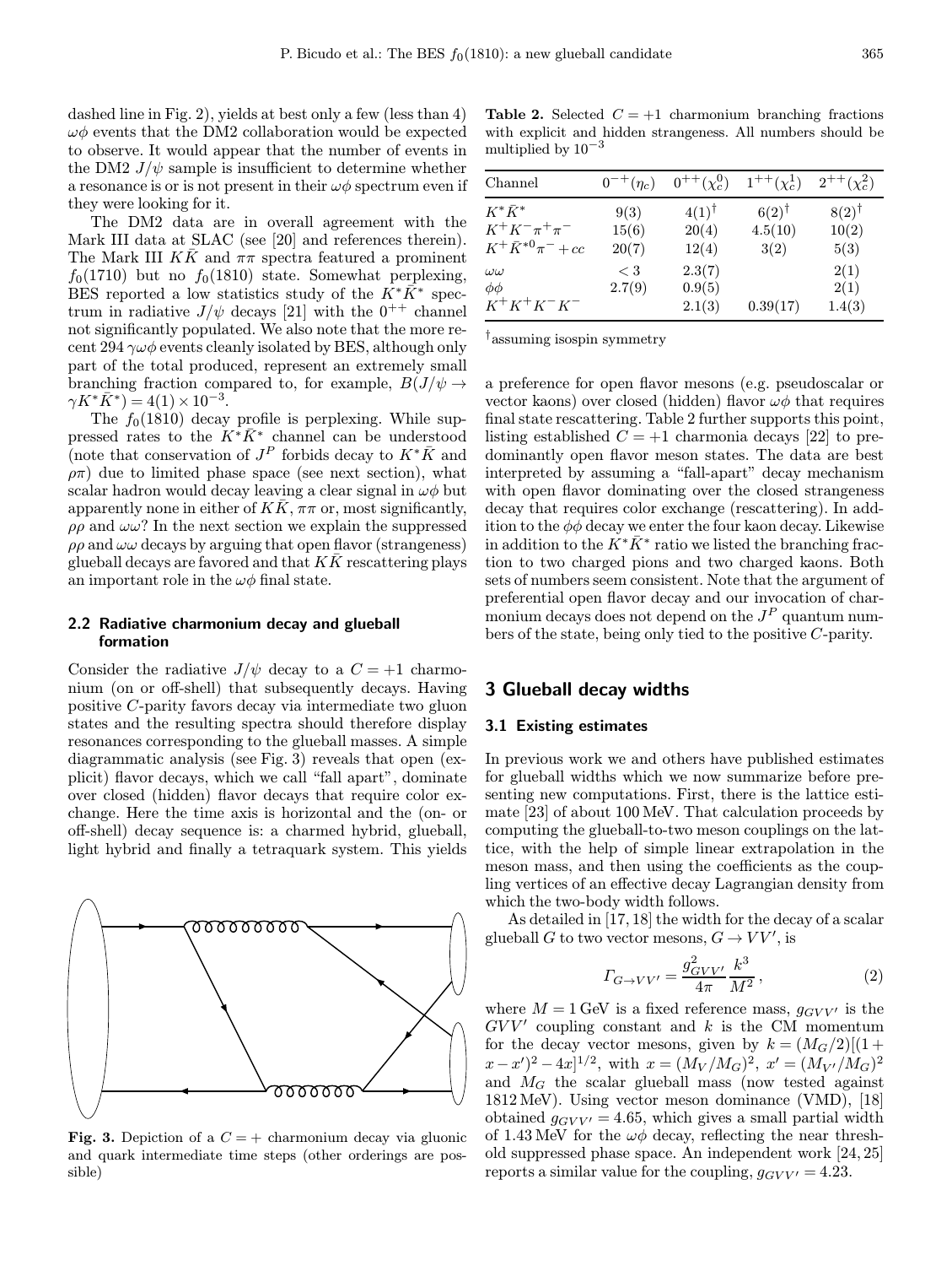dashed line in Fig. 2), yields at best only a few (less than 4) $\omega\phi$ events that the DM2 collaboration would be expected to observe. It would appear that the number of events in the DM2 $J/\psi$ sample is insufficient to determine whether a resonance is or is not present in their $\omega\phi$ spectrum even if they were looking for it.

The DM2 data are in overall agreement with the Mark III data at SLAC (see [20] and references therein). The Mark III $K\bar{K}$ and $\pi\pi$ spectra featured a prominent $f_0(1710)$ but no $f_0(1810)$ state. Somewhat perplexing, BES reported a low statistics study of the $K^*\bar{K}^*$ spectrum in radiative $J/\psi$ decays [21] with the $0^{++}$ channel not significantly populated. We also note that the more recent 294 $\gamma\omega\phi$ events cleanly isolated by BES, although only part of the total produced, represent an extremely small branching fraction compared to, for example, $B(J/\psi \to \gamma K^*\bar{K}^*) = 4(1) \times 10^{-3}$.

The $f_0(1810)$ decay profile is perplexing. While suppressed rates to the $K^*\bar{K}^*$ channel can be understood (note that conservation of $J^P$ forbids decay to $K^*\bar{K}$ and $\rho\pi$) due to limited phase space (see next section), what scalar hadron would decay leaving a clear signal in $\omega\phi$ but apparently none in either of $K\bar{K}$, $\pi\pi$ or, most significantly, $\rho\rho$ and $\omega\omega$? In the next section we explain the suppressed $\rho\rho$ and $\omega\omega$ decays by arguing that open flavor (strangeness) glueball decays are favored and that $K\bar{K}$ rescattering plays an important role in the $\omega\phi$ final state.

### 2.2 Radiative charmonium decay and glueball formation

Consider the radiative $J/\psi$ decay to a $C = +1$ charmonium (on or off-shell) that subsequently decays. Having positive $C$-parity favors decay via intermediate two gluon states and the resulting spectra should therefore display resonances corresponding to the glueball masses. A simple diagrammatic analysis (see Fig. 3) reveals that open (explicit) flavor decays, which we call "fall apart", dominate over closed (hidden) flavor decays that require color exchange. Here the time axis is horizontal and the (on- or off-shell) decay sequence is: a charmed hybrid, glueball, light hybrid and finally a tetraquark system. This yields a preference for open flavor mesons (e.g. pseudoscalar or vector kaons) over closed (hidden) flavor $\omega\phi$ that requires final state rescattering. Table 2 further supports this point, listing established $C = +1$ charmonia decays [22] to predominantly open flavor meson states. The data are best interpreted by assuming a "fall-apart" decay mechanism with open flavor dominating over the closed strangeness decay that requires color exchange (rescattering). In addition to the $\phi\phi$ decay we enter the four kaon decay. Likewise in addition to the $K^*\bar{K}^*$ ratio we listed the branching fraction to two charged pions and two charged kaons. Both sets of numbers seem consistent. Note that the argument of preferential open flavor decay and our invocation of charmonium decays does not depend on the $J^P$ quantum numbers of the state, being only tied to the positive $C$-parity.

**Fig. 3.** Depiction of a $C = +$ charmonium decay via gluonic and quark intermediate time steps (other orderings are possible)

**Table 2.** Selected $C = +1$ charmonium branching fractions with explicit and hidden strangeness. All numbers should be multiplied by $10^{-3}$

| Channel | $0^{-+}(\eta_c)$ | $0^{++}(\chi_c^0)$ | $1^{++}(\chi_c^1)$ | $2^{++}(\chi_c^2)$ |
|---|---|---|---|---|
| $K^*\bar{K}^*$ | 9(3) | 4(1)$^\dagger$ | 6(2)$^\dagger$ | 8(2)$^\dagger$ |
| $K^+K^-\pi^+\pi^-$ | 15(6) | 20(4) | 4.5(10) | 10(2) |
| $K^+\bar{K}^{*0}\pi^- + cc$ | 20(7) | 12(4) | 3(2) | 5(3) |
| $\omega\omega$ | $< 3$ | 2.3(7) | | 2(1) |
| $\phi\phi$ | 2.7(9) | 0.9(5) | | 2(1) |
| $K^+K^+K^-K^-$ | | 2.1(3) | 0.39(17) | 1.4(3) |

$^\dagger$assuming isospin symmetry

## 3 Glueball decay widths

### 3.1 Existing estimates

In previous work we and others have published estimates for glueball widths which we now summarize before presenting new computations. First, there is the lattice estimate [23] of about 100 MeV. That calculation proceeds by computing the glueball-to-two meson couplings on the lattice, with the help of simple linear extrapolation in the meson mass, and then using the coefficients as the coupling vertices of an effective decay Lagrangian density from which the two-body width follows.

As detailed in [17, 18] the width for the decay of a scalar glueball $G$ to two vector mesons, $G \to VV'$, is

$$\Gamma_{G\to VV'} = \frac{g_{GVV'}^2}{4\pi}\frac{k^3}{M^2}\,, \tag{2}$$

where $M = 1\,\text{GeV}$ is a fixed reference mass, $g_{GVV'}$ is the $GVV'$ coupling constant and $k$ is the CM momentum for the decay vector mesons, given by $k = (M_G/2)[(1 + x - x')^2 - 4x]^{1/2}$, with $x = (M_V/M_G)^2$, $x' = (M_{V'}/M_G)^2$ and $M_G$ the scalar glueball mass (now tested against 1812 MeV). Using vector meson dominance (VMD), [18] obtained $g_{GVV'} = 4.65$, which gives a small partial width of 1.43 MeV for the $\omega\phi$ decay, reflecting the near threshold suppressed phase space. An independent work [24, 25] reports a similar value for the coupling, $g_{GVV'} = 4.23$.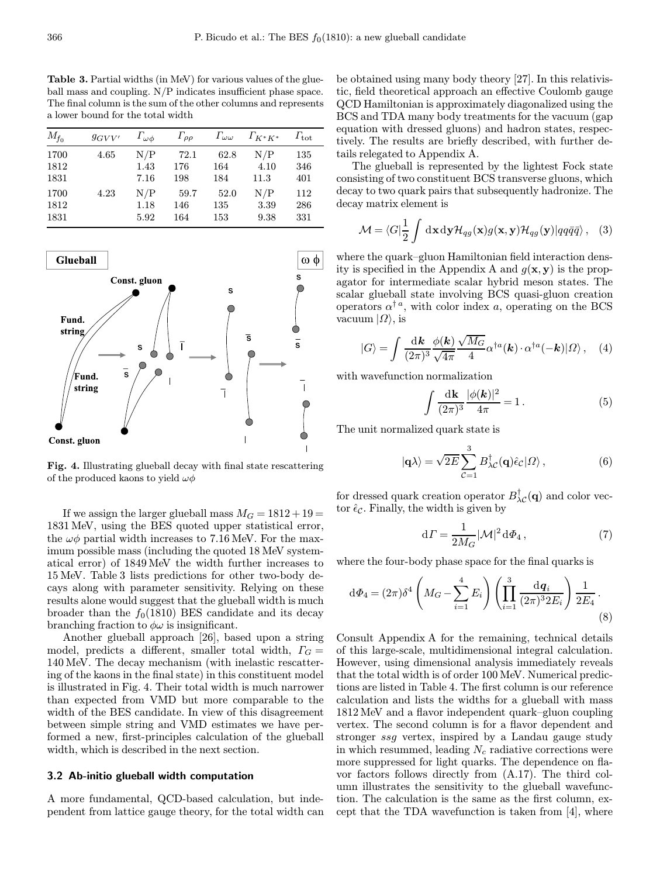**Table 3.** Partial widths (in MeV) for various values of the glueball mass and coupling. N/P indicates insufficient phase space. The final column is the sum of the other columns and represents a lower bound for the total width

| $M_{f_0}$ | $g_{GVV'}$ | $\Gamma_{\omega\phi}$ | $\Gamma_{\rho\rho}$ | $\Gamma_{\omega\omega}$ | $\Gamma_{K^*K^*}$ | $\Gamma_{\rm tot}$ |
|---|---|---|---|---|---|---|
| 1700 | 4.65 | N/P | 72.1 | 62.8 | N/P | 135 |
| 1812 | | 1.43 | 176 | 164 | 4.10 | 346 |
| 1831 | | 7.16 | 198 | 184 | 11.3 | 401 |
| 1700 | 4.23 | N/P | 59.7 | 52.0 | N/P | 112 |
| 1812 | | 1.18 | 146 | 135 | 3.39 | 286 |
| 1831 | | 5.92 | 164 | 153 | 9.38 | 331 |

**Fig. 4.** Illustrating glueball decay with final state rescattering of the produced kaons to yield $\omega\phi$

If we assign the larger glueball mass $M_G = 1812 + 19 = 1831$ MeV, using the BES quoted upper statistical error, the $\omega\phi$ partial width increases to 7.16 MeV. For the maximum possible mass (including the quoted 18 MeV systematical error) of 1849 MeV the width further increases to 15 MeV. Table 3 lists predictions for other two-body decays along with parameter sensitivity. Relying on these results alone would suggest that the glueball width is much broader than the $f_0(1810)$ BES candidate and its decay branching fraction to $\phi\omega$ is insignificant.

Another glueball approach [26], based upon a string model, predicts a different, smaller total width, $\Gamma_G = 140$ MeV. The decay mechanism (with inelastic rescattering of the kaons in the final state) in this constituent model is illustrated in Fig. 4. Their total width is much narrower than expected from VMD but more comparable to the width of the BES candidate. In view of this disagreement between simple string and VMD estimates we have performed a new, first-principles calculation of the glueball width, which is described in the next section.

### 3.2 Ab-initio glueball width computation

A more fundamental, QCD-based calculation, but independent from lattice gauge theory, for the total width can be obtained using many body theory [27]. In this relativistic, field theoretical approach an effective Coulomb gauge QCD Hamiltonian is approximately diagonalized using the BCS and TDA many body treatments for the vacuum (gap equation with dressed gluons) and hadron states, respectively. The results are briefly described, with further details relegated to Appendix A.

The glueball is represented by the lightest Fock state consisting of two constituent BCS transverse gluons, which decay to two quark pairs that subsequently hadronize. The decay matrix element is

$$\mathcal{M} = \langle G|\frac{1}{2}\int \mathrm{d}\mathbf{x}\,\mathrm{d}\mathbf{y}\,\mathcal{H}_{qg}(\mathbf{x})g(\mathbf{x},\mathbf{y})\mathcal{H}_{qg}(\mathbf{y})|qq\bar{q}\bar{q}\rangle\,, \quad (3)$$

where the quark–gluon Hamiltonian field interaction density is specified in the Appendix A and $g(\mathbf{x},\mathbf{y})$ is the propagator for intermediate scalar hybrid meson states. The scalar glueball state involving BCS quasi-gluon creation operators $\alpha^{\dagger\,a}$, with color index $a$, operating on the BCS vacuum $|\Omega\rangle$, is

$$|G\rangle = \int \frac{\mathrm{d}\boldsymbol{k}}{(2\pi)^3}\frac{\phi(\boldsymbol{k})}{\sqrt{4\pi}}\frac{\sqrt{M_G}}{4}\alpha^{\dagger a}(\boldsymbol{k})\cdot\alpha^{\dagger a}(-\boldsymbol{k})|\Omega\rangle\,, \quad (4)$$

with wavefunction normalization

$$\int \frac{\mathrm{d}\mathbf{k}}{(2\pi)^3}\frac{|\phi(\boldsymbol{k})|^2}{4\pi} = 1\,. \quad (5)$$

The unit normalized quark state is

$$|\mathbf{q}\lambda\rangle = \sqrt{2E}\sum_{\mathcal{C}=1}^{3} B^{\dagger}_{\lambda\mathcal{C}}(\mathbf{q})\hat{\epsilon}_{\mathcal{C}}|\Omega\rangle\,, \quad (6)$$

for dressed quark creation operator $B^{\dagger}_{\lambda\mathcal{C}}(\mathbf{q})$ and color vector $\hat{\epsilon}_{\mathcal{C}}$. Finally, the width is given by

$$\mathrm{d}\Gamma = \frac{1}{2M_G}|\mathcal{M}|^2\,\mathrm{d}\Phi_4\,, \quad (7)$$

where the four-body phase space for the final quarks is

$$\mathrm{d}\Phi_4 = (2\pi)\delta^4\left(M_G - \sum_{i=1}^{4}E_i\right)\left(\prod_{i=1}^{3}\frac{\mathrm{d}\boldsymbol{q}_i}{(2\pi)^3 2E_i}\right)\frac{1}{2E_4}\,. \quad (8)$$

Consult Appendix A for the remaining, technical details of this large-scale, multidimensional integral calculation. However, using dimensional analysis immediately reveals that the total width is of order 100 MeV. Numerical predictions are listed in Table 4. The first column is our reference calculation and lists the widths for a glueball with mass 1812 MeV and a flavor independent quark–gluon coupling vertex. The second column is for a flavor dependent and stronger $ssg$ vertex, inspired by a Landau gauge study in which resummed, leading $N_c$ radiative corrections were more suppressed for light quarks. The dependence on flavor factors follows directly from (A.17). The third column illustrates the sensitivity to the glueball wavefunction. The calculation is the same as the first column, except that the TDA wavefunction is taken from [4], where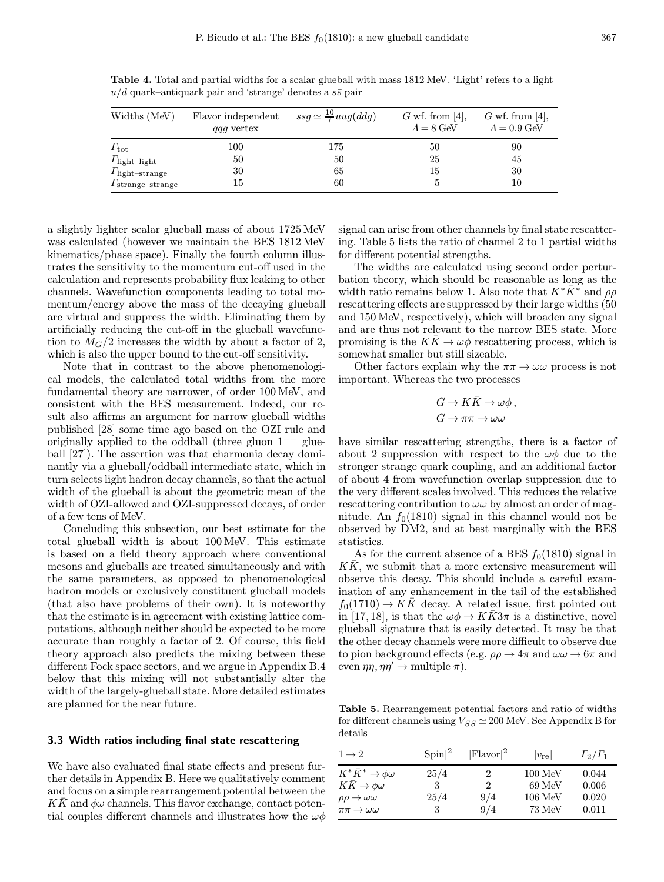**Table 4.** Total and partial widths for a scalar glueball with mass 1812 MeV. 'Light' refers to a light $u/d$ quark–antiquark pair and 'strange' denotes a $s\bar{s}$ pair

| Widths (MeV) | Flavor independent $qqg$ vertex | $ssg \simeq \frac{10}{7} uug(ddg)$ | $G$ wf. from [4], $\Lambda = 8$ GeV | $G$ wf. from [4], $\Lambda = 0.9$ GeV |
|---|---|---|---|---|
| $\Gamma_{\rm tot}$ | 100 | 175 | 50 | 90 |
| $\Gamma_{\rm light\text{–}light}$ | 50 | 50 | 25 | 45 |
| $\Gamma_{\rm light\text{–}strange}$ | 30 | 65 | 15 | 30 |
| $\Gamma_{\rm strange\text{–}strange}$ | 15 | 60 | 5 | 10 |

a slightly lighter scalar glueball mass of about 1725 MeV was calculated (however we maintain the BES 1812 MeV kinematics/phase space). Finally the fourth column illustrates the sensitivity to the momentum cut-off used in the calculation and represents probability flux leaking to other channels. Wavefunction components leading to total momentum/energy above the mass of the decaying glueball are virtual and suppress the width. Eliminating them by artificially reducing the cut-off in the glueball wavefunction to $M_G/2$ increases the width by about a factor of 2, which is also the upper bound to the cut-off sensitivity.

Note that in contrast to the above phenomenological models, the calculated total widths from the more fundamental theory are narrower, of order 100 MeV, and consistent with the BES measurement. Indeed, our result also affirms an argument for narrow glueball widths published [28] some time ago based on the OZI rule and originally applied to the oddball (three gluon $1^{--}$ glueball [27]). The assertion was that charmonia decay dominantly via a glueball/oddball intermediate state, which in turn selects light hadron decay channels, so that the actual width of the glueball is about the geometric mean of the width of OZI-allowed and OZI-suppressed decays, of order of a few tens of MeV.

Concluding this subsection, our best estimate for the total glueball width is about 100 MeV. This estimate is based on a field theory approach where conventional mesons and glueballs are treated simultaneously and with the same parameters, as opposed to phenomenological hadron models or exclusively constituent glueball models (that also have problems of their own). It is noteworthy that the estimate is in agreement with existing lattice computations, although neither should be expected to be more accurate than roughly a factor of 2. Of course, this field theory approach also predicts the mixing between these different Fock space sectors, and we argue in Appendix B.4 below that this mixing will not substantially alter the width of the largely-glueball state. More detailed estimates are planned for the near future.

### 3.3 Width ratios including final state rescattering

We have also evaluated final state effects and present further details in Appendix B. Here we qualitatively comment and focus on a simple rearrangement potential between the $K\bar{K}$ and $\phi\omega$ channels. This flavor exchange, contact potential couples different channels and illustrates how the $\omega\phi$ signal can arise from other channels by final state rescattering. Table 5 lists the ratio of channel 2 to 1 partial widths for different potential strengths.

The widths are calculated using second order perturbation theory, which should be reasonable as long as the width ratio remains below 1. Also note that $K^*\bar{K}^*$ and $\rho\rho$ rescattering effects are suppressed by their large widths (50 and 150 MeV, respectively), which will broaden any signal and are thus not relevant to the narrow BES state. More promising is the $K\bar{K} \to \omega\phi$ rescattering process, which is somewhat smaller but still sizeable.

Other factors explain why the $\pi\pi \to \omega\omega$ process is not important. Whereas the two processes

$$G \to K\bar{K} \to \omega\phi\,,$$
$$G \to \pi\pi \to \omega\omega$$

have similar rescattering strengths, there is a factor of about 2 suppression with respect to the $\omega\phi$ due to the stronger strange quark coupling, and an additional factor of about 4 from wavefunction overlap suppression due to the very different scales involved. This reduces the relative rescattering contribution to $\omega\omega$ by almost an order of magnitude. An $f_0(1810)$ signal in this channel would not be observed by DM2, and at best marginally with the BES statistics.

As for the current absence of a BES $f_0(1810)$ signal in $K\bar{K}$, we submit that a more extensive measurement will observe this decay. This should include a careful examination of any enhancement in the tail of the established $f_0(1710) \to K\bar{K}$ decay. A related issue, first pointed out in [17,18], is that the $\omega\phi \to K\bar{K}3\pi$ is a distinctive, novel glueball signature that is easily detected. It may be that the other decay channels were more difficult to observe due to pion background effects (e.g. $\rho\rho \to 4\pi$ and $\omega\omega \to 6\pi$ and even $\eta\eta, \eta\eta' \to$ multiple $\pi$).

**Table 5.** Rearrangement potential factors and ratio of widths for different channels using $V_{SS} \simeq 200$ MeV. See Appendix B for details

| $1 \to 2$ | $\lvert\text{Spin}\rvert^2$ | $\lvert\text{Flavor}\rvert^2$ | $\lvert v_{\rm re}\rvert$ | $\Gamma_2/\Gamma_1$ |
|---|---|---|---|---|
| $K^*\bar{K}^* \to \phi\omega$ | 25/4 | 2 | 100 MeV | 0.044 |
| $K\bar{K} \to \phi\omega$ | 3 | 2 | 69 MeV | 0.006 |
| $\rho\rho \to \omega\omega$ | 25/4 | 9/4 | 106 MeV | 0.020 |
| $\pi\pi \to \omega\omega$ | 3 | 9/4 | 73 MeV | 0.011 |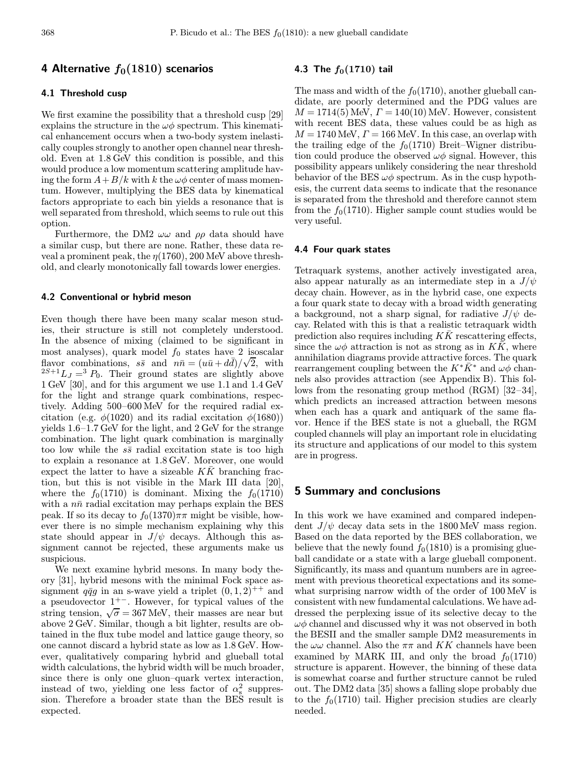## 4 Alternative $f_0(1810)$ scenarios

### 4.1 Threshold cusp

We first examine the possibility that a threshold cusp [29] explains the structure in the $\omega\phi$ spectrum. This kinematical enhancement occurs when a two-body system inelastically couples strongly to another open channel near threshold. Even at 1.8 GeV this condition is possible, and this would produce a low momentum scattering amplitude having the form $A + B/k$ with $k$ the $\omega\phi$ center of mass momentum. However, multiplying the BES data by kinematical factors appropriate to each bin yields a resonance that is well separated from threshold, which seems to rule out this option.

Furthermore, the DM2 $\omega\omega$ and $\rho\rho$ data should have a similar cusp, but there are none. Rather, these data reveal a prominent peak, the $\eta(1760)$, 200 MeV above threshold, and clearly monotonically fall towards lower energies.

### 4.2 Conventional or hybrid meson

Even though there have been many scalar meson studies, their structure is still not completely understood. In the absence of mixing (claimed to be significant in most analyses), quark model $f_0$ states have 2 isoscalar flavor combinations, $s\bar{s}$ and $n\bar{n} = (u\bar{u} + d\bar{d})/\sqrt{2}$, with $^{2S+1}L_J = {}^3P_0$. Their ground states are slightly above 1 GeV [30], and for this argument we use 1.1 and 1.4 GeV for the light and strange quark combinations, respectively. Adding 500–600 MeV for the required radial excitation (e.g. $\phi(1020)$ and its radial excitation $\phi(1680)$) yields 1.6–1.7 GeV for the light, and 2 GeV for the strange combination. The light quark combination is marginally too low while the $s\bar{s}$ radial excitation state is too high to explain a resonance at 1.8 GeV. Moreover, one would expect the latter to have a sizeable $K\bar{K}$ branching fraction, but this is not visible in the Mark III data [20], where the $f_0(1710)$ is dominant. Mixing the $f_0(1710)$ with a $n\bar{n}$ radial excitation may perhaps explain the BES peak. If so its decay to $f_0(1370)\pi\pi$ might be visible, however there is no simple mechanism explaining why this state should appear in $J/\psi$ decays. Although this assignment cannot be rejected, these arguments make us suspicious.

We next examine hybrid mesons. In many body theory [31], hybrid mesons with the minimal Fock space assignment $q\bar{q}g$ in an s-wave yield a triplet $(0,1,2)^{++}$ and a pseudovector $1^{+-}$. However, for typical values of the string tension, $\sqrt{\sigma} = 367$ MeV, their masses are near but above 2 GeV. Similar, though a bit lighter, results are obtained in the flux tube model and lattice gauge theory, so one cannot discard a hybrid state as low as 1.8 GeV. However, qualitatively comparing hybrid and glueball total width calculations, the hybrid width will be much broader, since there is only one gluon–quark vertex interaction, instead of two, yielding one less factor of $\alpha_s^2$ suppression. Therefore a broader state than the BES result is expected.

### 4.3 The $f_0(1710)$ tail

The mass and width of the $f_0(1710)$, another glueball candidate, are poorly determined and the PDG values are $M = 1714(5)$ MeV, $\Gamma = 140(10)$ MeV. However, consistent with recent BES data, these values could be as high as $M = 1740$ MeV, $\Gamma = 166$ MeV. In this case, an overlap with the trailing edge of the $f_0(1710)$ Breit–Wigner distribution could produce the observed $\omega\phi$ signal. However, this possibility appears unlikely considering the near threshold behavior of the BES $\omega\phi$ spectrum. As in the cusp hypothesis, the current data seems to indicate that the resonance is separated from the threshold and therefore cannot stem from the $f_0(1710)$. Higher sample count studies would be very useful.

### 4.4 Four quark states

Tetraquark systems, another actively investigated area, also appear naturally as an intermediate step in a $J/\psi$ decay chain. However, as in the hybrid case, one expects a four quark state to decay with a broad width generating a background, not a sharp signal, for radiative $J/\psi$ decay. Related with this is that a realistic tetraquark width prediction also requires including $K\bar{K}$ rescattering effects, since the $\omega\phi$ attraction is not as strong as in $K\bar{K}$, where annihilation diagrams provide attractive forces. The quark rearrangement coupling between the $K^*\bar{K}^*$ and $\omega\phi$ channels also provides attraction (see Appendix B). This follows from the resonating group method (RGM) [32–34], which predicts an increased attraction between mesons when each has a quark and antiquark of the same flavor. Hence if the BES state is not a glueball, the RGM coupled channels will play an important role in elucidating its structure and applications of our model to this system are in progress.

## 5 Summary and conclusions

In this work we have examined and compared independent $J/\psi$ decay data sets in the 1800 MeV mass region. Based on the data reported by the BES collaboration, we believe that the newly found $f_0(1810)$ is a promising glueball candidate or a state with a large glueball component. Significantly, its mass and quantum numbers are in agreement with previous theoretical expectations and its somewhat surprising narrow width of the order of 100 MeV is consistent with new fundamental calculations. We have addressed the perplexing issue of its selective decay to the $\omega\phi$ channel and discussed why it was not observed in both the BESII and the smaller sample DM2 measurements in the $\omega\omega$ channel. Also the $\pi\pi$ and $KK$ channels have been examined by MARK III, and only the broad $f_0(1710)$ structure is apparent. However, the binning of these data is somewhat coarse and further structure cannot be ruled out. The DM2 data [35] shows a falling slope probably due to the $f_0(1710)$ tail. Higher precision studies are clearly needed.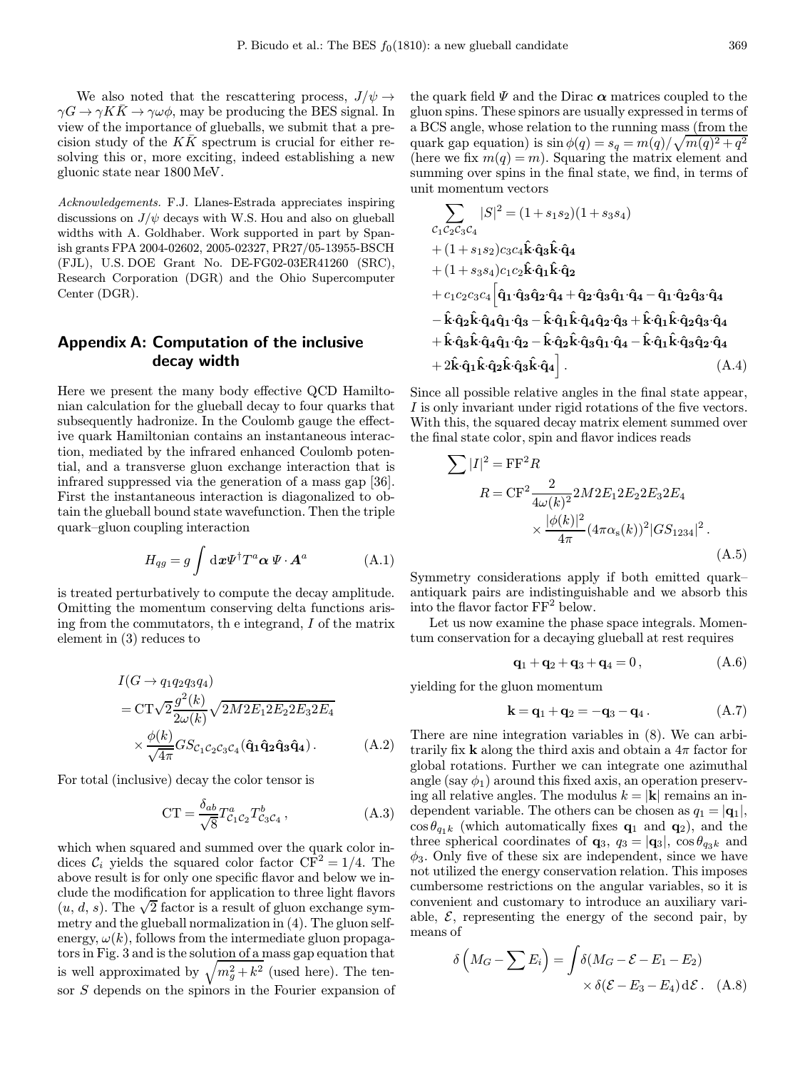We also noted that the rescattering process, $J/\psi \to \gamma G \to \gamma K\bar{K} \to \gamma\omega\phi$, may be producing the BES signal. In view of the importance of glueballs, we submit that a precision study of the $K\bar{K}$ spectrum is crucial for either resolving this or, more exciting, indeed establishing a new gluonic state near 1800 MeV.

*Acknowledgements.* F.J. Llanes-Estrada appreciates inspiring discussions on $J/\psi$ decays with W.S. Hou and also on glueball widths with A. Goldhaber. Work supported in part by Spanish grants FPA 2004-02602, 2005-02327, PR27/05-13955-BSCH (FJL), U.S. DOE Grant No. DE-FG02-03ER41260 (SRC), Research Corporation (DGR) and the Ohio Supercomputer Center (DGR).

## Appendix A: Computation of the inclusive decay width

Here we present the many body effective QCD Hamiltonian calculation for the glueball decay to four quarks that subsequently hadronize. In the Coulomb gauge the effective quark Hamiltonian contains an instantaneous interaction, mediated by the infrared enhanced Coulomb potential, and a transverse gluon exchange interaction that is infrared suppressed via the generation of a mass gap [36]. First the instantaneous interaction is diagonalized to obtain the glueball bound state wavefunction. Then the triple quark–gluon coupling interaction

$$H_{qg} = g \int \mathrm{d}\boldsymbol{x} \Psi^\dagger T^a \boldsymbol{\alpha}\, \Psi \cdot \boldsymbol{A}^a \tag{A.1}$$

is treated perturbatively to compute the decay amplitude. Omitting the momentum conserving delta functions arising from the commutators, th e integrand, $I$ of the matrix element in (3) reduces to

$$\begin{aligned} &I(G \to q_1 q_2 q_3 q_4) \\ &= \mathrm{CT}\sqrt{2}\frac{g^2(k)}{2\omega(k)}\sqrt{2M2E_1 2E_2 2E_3 2E_4} \\ &\quad\times \frac{\phi(k)}{\sqrt{4\pi}} GS_{\mathcal{C}_1\mathcal{C}_2\mathcal{C}_3\mathcal{C}_4}(\hat{\mathbf{q}}_1\hat{\mathbf{q}}_2\hat{\mathbf{q}}_3\hat{\mathbf{q}}_4)\,. \end{aligned} \tag{A.2}$$

For total (inclusive) decay the color tensor is

$$\mathrm{CT} = \frac{\delta_{ab}}{\sqrt{8}} T^a_{\mathcal{C}_1\mathcal{C}_2} T^b_{\mathcal{C}_3\mathcal{C}_4}\,, \tag{A.3}$$

which when squared and summed over the quark color indices $\mathcal{C}_i$ yields the squared color factor $\mathrm{CF}^2 = 1/4$. The above result is for only one specific flavor and below we include the modification for application to three light flavors ($u$, $d$, $s$). The $\sqrt{2}$ factor is a result of gluon exchange symmetry and the glueball normalization in (4). The gluon self-energy, $\omega(k)$, follows from the intermediate gluon propagators in Fig. 3 and is the solution of a mass gap equation that is well approximated by $\sqrt{m_g^2 + k^2}$ (used here). The tensor $S$ depends on the spinors in the Fourier expansion of the quark field $\Psi$ and the Dirac $\boldsymbol{\alpha}$ matrices coupled to the gluon spins. These spinors are usually expressed in terms of a BCS angle, whose relation to the running mass (from the quark gap equation) is $\sin\phi(q) = s_q = m(q)/\sqrt{m(q)^2 + q^2}$ (here we fix $m(q) = m$). Squaring the matrix element and summing over spins in the final state, we find, in terms of unit momentum vectors

$$\begin{aligned} &\sum_{\mathcal{C}_1\mathcal{C}_2\mathcal{C}_3\mathcal{C}_4} |S|^2 = (1+s_1 s_2)(1+s_3 s_4) \\ &+ (1+s_1 s_2)c_3 c_4 \hat{\mathbf{k}}\cdot\hat{\mathbf{q}}_3 \hat{\mathbf{k}}\cdot\hat{\mathbf{q}}_4 \\ &+ (1+s_3 s_4)c_1 c_2 \hat{\mathbf{k}}\cdot\hat{\mathbf{q}}_1 \hat{\mathbf{k}}\cdot\hat{\mathbf{q}}_2 \\ &+ c_1 c_2 c_3 c_4 \Big[\hat{\mathbf{q}}_1\cdot\hat{\mathbf{q}}_3 \hat{\mathbf{q}}_2\cdot\hat{\mathbf{q}}_4 + \hat{\mathbf{q}}_2\cdot\hat{\mathbf{q}}_3 \hat{\mathbf{q}}_1\cdot\hat{\mathbf{q}}_4 - \hat{\mathbf{q}}_1\cdot\hat{\mathbf{q}}_2 \hat{\mathbf{q}}_3\cdot\hat{\mathbf{q}}_4 \\ &- \hat{\mathbf{k}}\cdot\hat{\mathbf{q}}_2 \hat{\mathbf{k}}\cdot\hat{\mathbf{q}}_4 \hat{\mathbf{q}}_1\cdot\hat{\mathbf{q}}_3 - \hat{\mathbf{k}}\cdot\hat{\mathbf{q}}_1 \hat{\mathbf{k}}\cdot\hat{\mathbf{q}}_4 \hat{\mathbf{q}}_2\cdot\hat{\mathbf{q}}_3 + \hat{\mathbf{k}}\cdot\hat{\mathbf{q}}_1 \hat{\mathbf{k}}\cdot\hat{\mathbf{q}}_2 \hat{\mathbf{q}}_3\cdot\hat{\mathbf{q}}_4 \\ &+ \hat{\mathbf{k}}\cdot\hat{\mathbf{q}}_3 \hat{\mathbf{k}}\cdot\hat{\mathbf{q}}_4 \hat{\mathbf{q}}_1\cdot\hat{\mathbf{q}}_2 - \hat{\mathbf{k}}\cdot\hat{\mathbf{q}}_2 \hat{\mathbf{k}}\cdot\hat{\mathbf{q}}_3 \hat{\mathbf{q}}_1\cdot\hat{\mathbf{q}}_4 - \hat{\mathbf{k}}\cdot\hat{\mathbf{q}}_1 \hat{\mathbf{k}}\cdot\hat{\mathbf{q}}_3 \hat{\mathbf{q}}_2\cdot\hat{\mathbf{q}}_4 \\ &+ 2\hat{\mathbf{k}}\cdot\hat{\mathbf{q}}_1 \hat{\mathbf{k}}\cdot\hat{\mathbf{q}}_2 \hat{\mathbf{k}}\cdot\hat{\mathbf{q}}_3 \hat{\mathbf{k}}\cdot\hat{\mathbf{q}}_4\Big]\,. \end{aligned} \tag{A.4}$$

Since all possible relative angles in the final state appear, $I$ is only invariant under rigid rotations of the five vectors. With this, the squared decay matrix element summed over the final state color, spin and flavor indices reads

$$\begin{aligned} \sum |I|^2 &= \mathrm{FF}^2 R \\ R &= \mathrm{CF}^2 \frac{2}{4\omega(k)^2} 2M2E_1 2E_2 2E_3 2E_4 \\ &\quad\times \frac{|\phi(k)|^2}{4\pi}(4\pi\alpha_s(k))^2 |GS_{1234}|^2\,. \end{aligned} \tag{A.5}$$

Symmetry considerations apply if both emitted quark–antiquark pairs are indistinguishable and we absorb this into the flavor factor $\mathrm{FF}^2$ below.

Let us now examine the phase space integrals. Momentum conservation for a decaying glueball at rest requires

$$\mathbf{q}_1 + \mathbf{q}_2 + \mathbf{q}_3 + \mathbf{q}_4 = 0\,, \tag{A.6}$$

yielding for the gluon momentum

$$\mathbf{k} = \mathbf{q}_1 + \mathbf{q}_2 = -\mathbf{q}_3 - \mathbf{q}_4\,. \tag{A.7}$$

There are nine integration variables in (8). We can arbitrarily fix $\mathbf{k}$ along the third axis and obtain a $4\pi$ factor for global rotations. Further we can integrate one azimuthal angle (say $\phi_1$) around this fixed axis, an operation preserving all relative angles. The modulus $k = |\mathbf{k}|$ remains an independent variable. The others can be chosen as $q_1 = |\mathbf{q}_1|$, $\cos\theta_{q_1 k}$ (which automatically fixes $\mathbf{q}_1$ and $\mathbf{q}_2$), and the three spherical coordinates of $\mathbf{q}_3$, $q_3 = |\mathbf{q}_3|$, $\cos\theta_{q_3 k}$ and $\phi_3$. Only five of these six are independent, since we have not utilized the energy conservation relation. This imposes cumbersome restrictions on the angular variables, so it is convenient and customary to introduce an auxiliary variable, $\mathcal{E}$, representing the energy of the second pair, by means of

$$\delta\Big(M_G - \sum E_i\Big) = \int \delta(M_G - \mathcal{E} - E_1 - E_2) \times \delta(\mathcal{E} - E_3 - E_4)\,\mathrm{d}\mathcal{E}\,. \tag{A.8}$$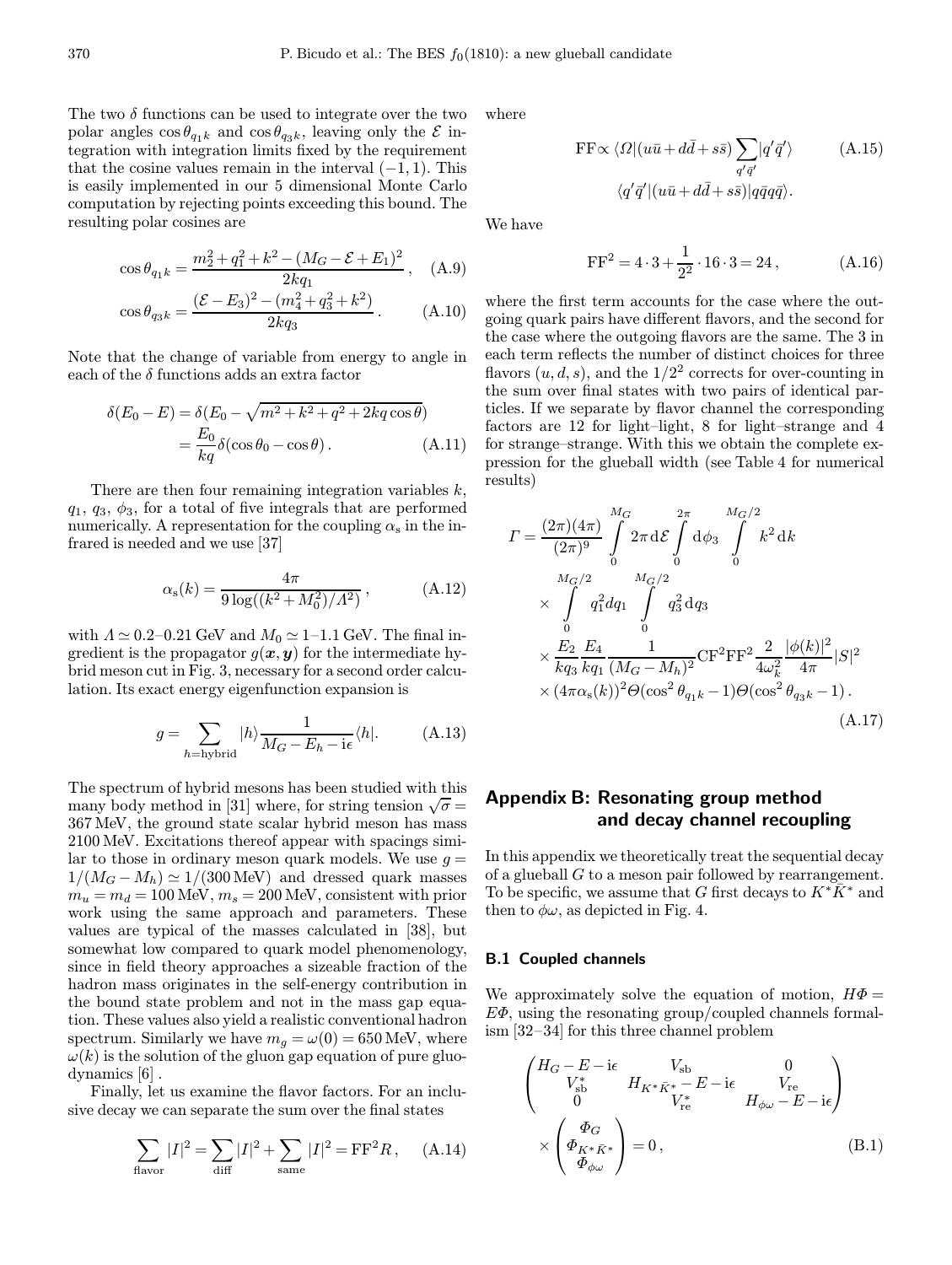The two $\delta$ functions can be used to integrate over the two polar angles $\cos\theta_{q_1k}$ and $\cos\theta_{q_3k}$, leaving only the $\mathcal{E}$ integration with integration limits fixed by the requirement that the cosine values remain in the interval $(-1,1)$. This is easily implemented in our 5 dimensional Monte Carlo computation by rejecting points exceeding this bound. The resulting polar cosines are

$$\cos\theta_{q_1k} = \frac{m_2^2+q_1^2+k^2-(M_G-\mathcal{E}+E_1)^2}{2kq_1}\,, \quad (A.9)$$

$$\cos\theta_{q_3k} = \frac{(\mathcal{E}-E_3)^2-(m_4^2+q_3^2+k^2)}{2kq_3}\,. \quad (A.10)$$

Note that the change of variable from energy to angle in each of the $\delta$ functions adds an extra factor

$$\delta(E_0-E) = \delta(E_0-\sqrt{m^2+k^2+q^2+2kq\cos\theta}) = \frac{E_0}{kq}\delta(\cos\theta_0-\cos\theta)\,. \quad (A.11)$$

There are then four remaining integration variables $k$, $q_1$, $q_3$, $\phi_3$, for a total of five integrals that are performed numerically. A representation for the coupling $\alpha_s$ in the infrared is needed and we use [37]

$$\alpha_s(k) = \frac{4\pi}{9\log((k^2+M_0^2)/\Lambda^2)}\,, \quad (A.12)$$

with $\Lambda \simeq 0.2$–$0.21$ GeV and $M_0 \simeq 1$–$1.1$ GeV. The final ingredient is the propagator $g(\boldsymbol{x},\boldsymbol{y})$ for the intermediate hybrid meson cut in Fig. 3, necessary for a second order calculation. Its exact energy eigenfunction expansion is

$$g = \sum_{h=\text{hybrid}} |h\rangle \frac{1}{M_G-E_h-\mathrm{i}\epsilon}\langle h|. \quad (A.13)$$

The spectrum of hybrid mesons has been studied with this many body method in [31] where, for string tension $\sqrt{\sigma} = 367$ MeV, the ground state scalar hybrid meson has mass 2100 MeV. Excitations thereof appear with spacings similar to those in ordinary meson quark models. We use $g = 1/(M_G-M_h) \simeq 1/(300\,\text{MeV})$ and dressed quark masses $m_u = m_d = 100$ MeV, $m_s = 200$ MeV, consistent with prior work using the same approach and parameters. These values are typical of the masses calculated in [38], but somewhat low compared to quark model phenomenology, since in field theory approaches a sizeable fraction of the hadron mass originates in the self-energy contribution in the bound state problem and not in the mass gap equation. These values also yield a realistic conventional hadron spectrum. Similarly we have $m_g = \omega(0) = 650$ MeV, where $\omega(k)$ is the solution of the gluon gap equation of pure gluodynamics [6] .

Finally, let us examine the flavor factors. For an inclusive decay we can separate the sum over the final states

$$\sum_{\text{flavor}} |I|^2 = \sum_{\text{diff}} |I|^2 + \sum_{\text{same}} |I|^2 = \mathrm{FF}^2 R\,, \quad (A.14)$$

where

$$\mathrm{FF} \propto \langle\Omega|(u\bar{u}+d\bar{d}+s\bar{s})\sum_{q'\bar{q}'}|q'\bar{q}'\rangle \langle q'\bar{q}'|(u\bar{u}+d\bar{d}+s\bar{s})|q\bar{q}q\bar{q}\rangle. \quad (A.15)$$

We have

$$\mathrm{FF}^2 = 4\cdot 3 + \frac{1}{2^2}\cdot 16\cdot 3 = 24\,, \quad (A.16)$$

where the first term accounts for the case where the outgoing quark pairs have different flavors, and the second for the case where the outgoing flavors are the same. The 3 in each term reflects the number of distinct choices for three flavors $(u,d,s)$, and the $1/2^2$ corrects for over-counting in the sum over final states with two pairs of identical particles. If we separate by flavor channel the corresponding factors are 12 for light–light, 8 for light–strange and 4 for strange–strange. With this we obtain the complete expression for the glueball width (see Table 4 for numerical results)

$$\begin{aligned}
\Gamma = {} & \frac{(2\pi)(4\pi)}{(2\pi)^9}\int_0^{M_G} 2\pi\,\mathrm{d}\mathcal{E}\int_0^{2\pi}\mathrm{d}\phi_3\int_0^{M_G/2} k^2\,\mathrm{d}k \\
& \times \int_0^{M_G/2} q_1^2 dq_1 \int_0^{M_G/2} q_3^2\,\mathrm{d}q_3 \\
& \times \frac{E_2}{kq_3}\frac{E_4}{kq_1}\frac{1}{(M_G-M_h)^2}\mathrm{CF}^2\mathrm{FF}^2\frac{2}{4\omega_k^2}\frac{|\phi(k)|^2}{4\pi}|S|^2 \\
& \times (4\pi\alpha_s(k))^2\Theta(\cos^2\theta_{q_1k}-1)\Theta(\cos^2\theta_{q_3k}-1)\,.
\end{aligned} \quad (A.17)$$

## Appendix B: Resonating group method and decay channel recoupling

In this appendix we theoretically treat the sequential decay of a glueball $G$ to a meson pair followed by rearrangement. To be specific, we assume that $G$ first decays to $K^*\bar{K}^*$ and then to $\phi\omega$, as depicted in Fig. 4.

### B.1 Coupled channels

We approximately solve the equation of motion, $H\Phi = E\Phi$, using the resonating group/coupled channels formalism [32–34] for this three channel problem

$$\begin{pmatrix} H_G - E - \mathrm{i}\epsilon & V_{\text{sb}} & 0 \\ V_{\text{sb}}^* & H_{K^*\bar{K}^*} - E - \mathrm{i}\epsilon & V_{\text{re}} \\ 0 & V_{\text{re}}^* & H_{\phi\omega} - E - \mathrm{i}\epsilon \end{pmatrix} \times \begin{pmatrix} \Phi_G \\ \Phi_{K^*\bar{K}^*} \\ \Phi_{\phi\omega} \end{pmatrix} = 0\,, \quad (B.1)$$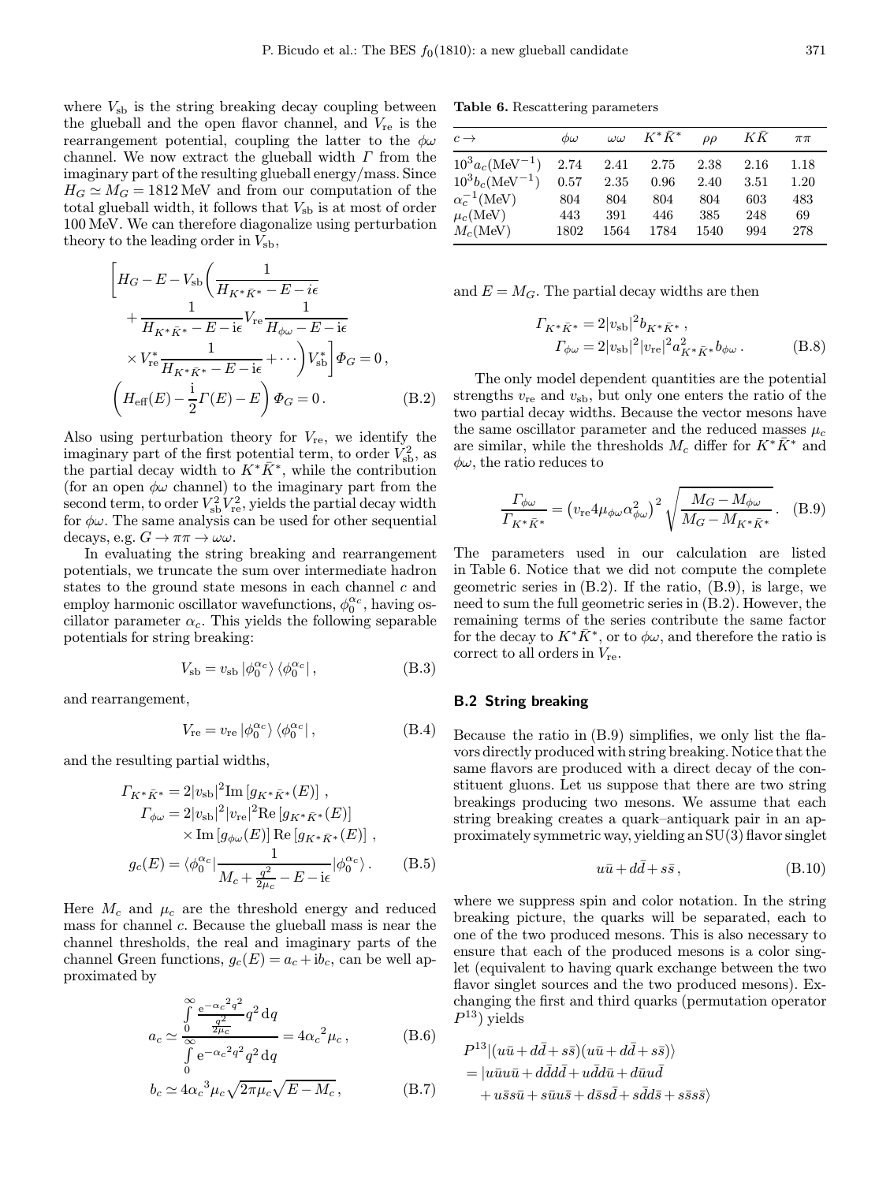where $V_{\rm sb}$ is the string breaking decay coupling between the glueball and the open flavor channel, and $V_{\rm re}$ is the rearrangement potential, coupling the latter to the $\phi\omega$ channel. We now extract the glueball width $\Gamma$ from the imaginary part of the resulting glueball energy/mass. Since $H_G \simeq M_G = 1812$ MeV and from our computation of the total glueball width, it follows that $V_{\rm sb}$ is at most of order 100 MeV. We can therefore diagonalize using perturbation theory to the leading order in $V_{\rm sb}$,

$$
\begin{aligned}
&\left[H_G - E - V_{\rm sb}\left(\frac{1}{H_{K^*\bar{K}^*} - E - i\epsilon}\right.\right.\\
&\quad + \frac{1}{H_{K^*\bar{K}^*} - E - \mathrm{i}\epsilon} V_{\rm re} \frac{1}{H_{\phi\omega} - E - \mathrm{i}\epsilon}\\
&\quad \left.\left.\times V_{\rm re}^* \frac{1}{H_{K^*\bar{K}^*} - E - \mathrm{i}\epsilon} + \cdots\right) V_{\rm sb}^*\right] \Phi_G = 0\,,\\
&\left(H_{\rm eff}(E) - \frac{\mathrm{i}}{2}\Gamma(E) - E\right)\Phi_G = 0\,.
\end{aligned}
\tag{B.2}
$$

Also using perturbation theory for $V_{\rm re}$, we identify the imaginary part of the first potential term, to order $V_{\rm sb}^2$, as the partial decay width to $K^*\bar{K}^*$, while the contribution (for an open $\phi\omega$ channel) to the imaginary part from the second term, to order $V_{\rm sb}^2 V_{\rm re}^2$, yields the partial decay width for $\phi\omega$. The same analysis can be used for other sequential decays, e.g. $G \to \pi\pi \to \omega\omega$.

In evaluating the string breaking and rearrangement potentials, we truncate the sum over intermediate hadron states to the ground state mesons in each channel $c$ and employ harmonic oscillator wavefunctions, $\phi_0^{\alpha_c}$, having oscillator parameter $\alpha_c$. This yields the following separable potentials for string breaking:

$$
V_{\rm sb} = v_{\rm sb}\,|\phi_0^{\alpha_c}\rangle\,\langle\phi_0^{\alpha_c}|\,,
\tag{B.3}
$$

and rearrangement,

$$
V_{\rm re} = v_{\rm re}\,|\phi_0^{\alpha_c}\rangle\,\langle\phi_0^{\alpha_c}|\,,
\tag{B.4}
$$

and the resulting partial widths,

$$
\begin{aligned}
\Gamma_{K^*\bar{K}^*} &= 2|v_{\rm sb}|^2 \mathrm{Im}\left[g_{K^*\bar{K}^*}(E)\right]\,,\\
\Gamma_{\phi\omega} &= 2|v_{\rm sb}|^2|v_{\rm re}|^2 \mathrm{Re}\left[g_{K^*\bar{K}^*}(E)\right]\\
&\quad\times \mathrm{Im}\left[g_{\phi\omega}(E)\right]\mathrm{Re}\left[g_{K^*\bar{K}^*}(E)\right]\,,\\
g_c(E) &= \langle\phi_0^{\alpha_c}|\frac{1}{M_c + \frac{q^2}{2\mu_c} - E - \mathrm{i}\epsilon}|\phi_0^{\alpha_c}\rangle\,.
\end{aligned}
\tag{B.5}
$$

Here $M_c$ and $\mu_c$ are the threshold energy and reduced mass for channel $c$. Because the glueball mass is near the channel thresholds, the real and imaginary parts of the channel Green functions, $g_c(E) = a_c + \mathrm{i}b_c$, can be well approximated by

$$
a_c \simeq \frac{\int_0^\infty \frac{\mathrm{e}^{-\alpha_c{}^2 q^2}}{\frac{q^2}{2\mu_c}} q^2\,\mathrm{d}q}{\int_0^\infty \mathrm{e}^{-\alpha_c{}^2 q^2} q^2\,\mathrm{d}q} = 4{\alpha_c}^2\mu_c\,,
\tag{B.6}
$$

$$
b_c \simeq 4{\alpha_c}^3\mu_c\sqrt{2\pi\mu_c}\sqrt{E - M_c}\,,
\tag{B.7}
$$

and $E = M_G$. The partial decay widths are then

$$
\begin{aligned}
\Gamma_{K^*\bar{K}^*} &= 2|v_{\rm sb}|^2 b_{K^*\bar{K}^*}\,,\\
\Gamma_{\phi\omega} &= 2|v_{\rm sb}|^2|v_{\rm re}|^2 a_{K^*\bar{K}^*}^2 b_{\phi\omega}\,.
\end{aligned}
\tag{B.8}
$$

**Table 6.** Rescattering parameters

| $c \to$ | $\phi\omega$ | $\omega\omega$ | $K^*\bar{K}^*$ | $\rho\rho$ | $K\bar{K}$ | $\pi\pi$ |
|---|---|---|---|---|---|---|
| $10^3 a_c$(MeV$^{-1}$) | 2.74 | 2.41 | 2.75 | 2.38 | 2.16 | 1.18 |
| $10^3 b_c$(MeV$^{-1}$) | 0.57 | 2.35 | 0.96 | 2.40 | 3.51 | 1.20 |
| $\alpha_c^{-1}$(MeV) | 804 | 804 | 804 | 804 | 603 | 483 |
| $\mu_c$(MeV) | 443 | 391 | 446 | 385 | 248 | 69 |
| $M_c$(MeV) | 1802 | 1564 | 1784 | 1540 | 994 | 278 |

The only model dependent quantities are the potential strengths $v_{\rm re}$ and $v_{\rm sb}$, but only one enters the ratio of the two partial decay widths. Because the vector mesons have the same oscillator parameter and the reduced masses $\mu_c$ are similar, while the thresholds $M_c$ differ for $K^*\bar{K}^*$ and $\phi\omega$, the ratio reduces to

$$
\frac{\Gamma_{\phi\omega}}{\Gamma_{K^*\bar{K}^*}} = \left(v_{\rm re} 4\mu_{\phi\omega}\alpha_{\phi\omega}^2\right)^2 \sqrt{\frac{M_G - M_{\phi\omega}}{M_G - M_{K^*\bar{K}^*}}}\,.
\tag{B.9}
$$

The parameters used in our calculation are listed in Table 6. Notice that we did not compute the complete geometric series in (B.2). If the ratio, (B.9), is large, we need to sum the full geometric series in (B.2). However, the remaining terms of the series contribute the same factor for the decay to $K^*\bar{K}^*$, or to $\phi\omega$, and therefore the ratio is correct to all orders in $V_{\rm re}$.

### B.2 String breaking

Because the ratio in (B.9) simplifies, we only list the flavors directly produced with string breaking. Notice that the same flavors are produced with a direct decay of the constituent gluons. Let us suppose that there are two string breakings producing two mesons. We assume that each string breaking creates a quark–antiquark pair in an approximately symmetric way, yielding an SU(3) flavor singlet

$$
u\bar{u} + d\bar{d} + s\bar{s}\,,
\tag{B.10}
$$

where we suppress spin and color notation. In the string breaking picture, the quarks will be separated, each to one of the two produced mesons. This is also necessary to ensure that each of the produced mesons is a color singlet (equivalent to having quark exchange between the two flavor singlet sources and the two produced mesons). Exchanging the first and third quarks (permutation operator $P^{13}$) yields

$$
\begin{aligned}
&P^{13}|(u\bar{u} + d\bar{d} + s\bar{s})(u\bar{u} + d\bar{d} + s\bar{s})\rangle\\
&= |u\bar{u}u\bar{u} + d\bar{d}d\bar{d} + u\bar{d}d\bar{u} + d\bar{u}u\bar{d}\\
&\quad + u\bar{s}s\bar{u} + s\bar{u}u\bar{s} + d\bar{s}s\bar{d} + s\bar{d}d\bar{s} + s\bar{s}s\bar{s}\rangle
\end{aligned}
$$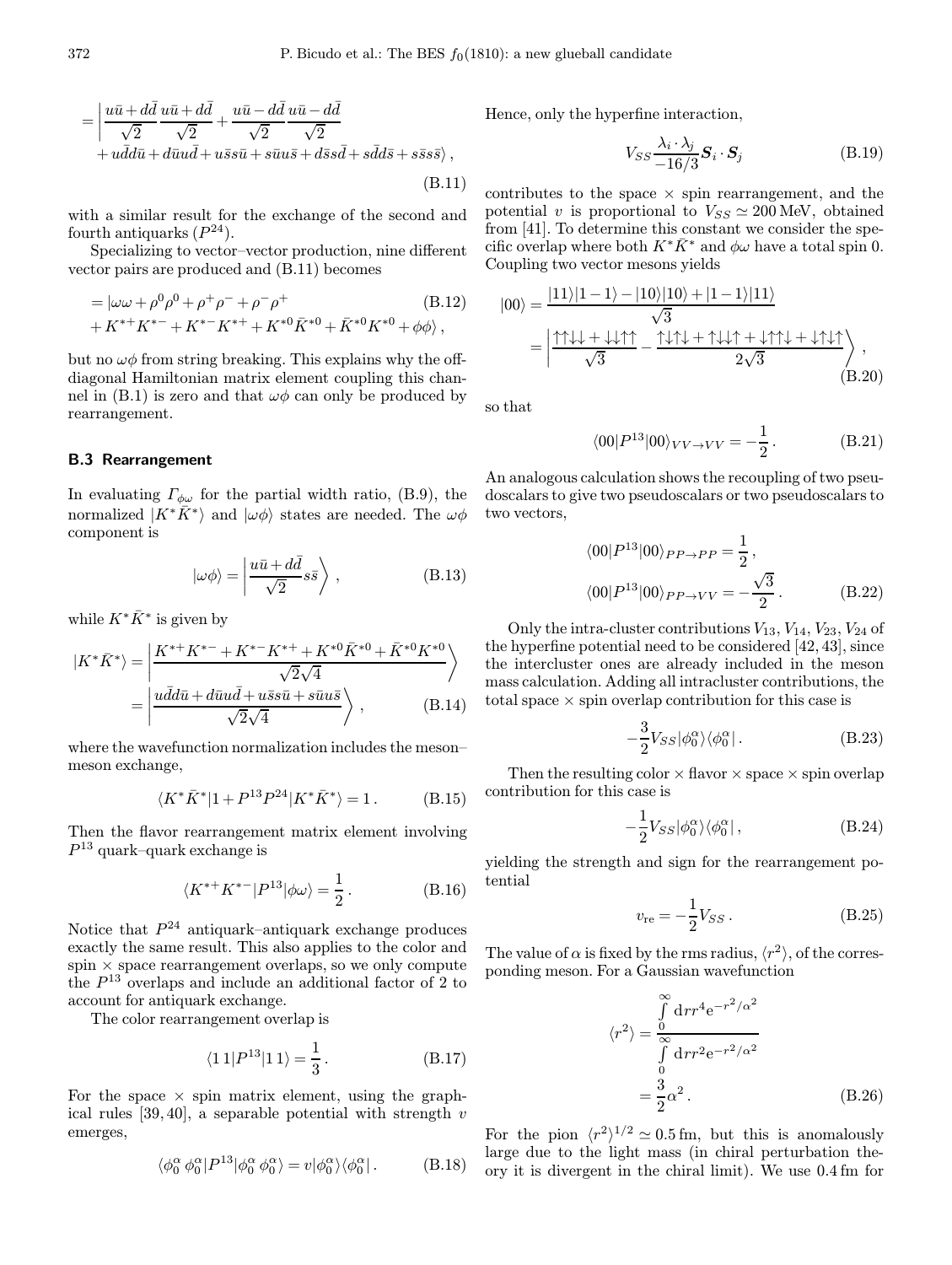$$= \left| \frac{u\bar{u}+d\bar{d}}{\sqrt{2}} \frac{u\bar{u}+d\bar{d}}{\sqrt{2}} + \frac{u\bar{u}-d\bar{d}}{\sqrt{2}} \frac{u\bar{u}-d\bar{d}}{\sqrt{2}} + u\bar{d}d\bar{u} + d\bar{u}u\bar{d} + u\bar{s}s\bar{u} + s\bar{u}u\bar{s} + d\bar{s}s\bar{d} + s\bar{d}d\bar{s} + s\bar{s}s\bar{s} \right\rangle , \tag{B.11}$$

with a similar result for the exchange of the second and fourth antiquarks ($P^{24}$).

Specializing to vector–vector production, nine different vector pairs are produced and (B.11) becomes

$$= |\omega\omega + \rho^0\rho^0 + \rho^+\rho^- + \rho^-\rho^+ + K^{*+}K^{*-} + K^{*-}K^{*+} + K^{*0}\bar{K}^{*0} + \bar{K}^{*0}K^{*0} + \phi\phi\rangle , \tag{B.12}$$

but no $\omega\phi$ from string breaking. This explains why the off-diagonal Hamiltonian matrix element coupling this channel in (B.1) is zero and that $\omega\phi$ can only be produced by rearrangement.

### B.3 Rearrangement

In evaluating $\Gamma_{\phi\omega}$ for the partial width ratio, (B.9), the normalized $|K^*\bar{K}^*\rangle$ and $|\omega\phi\rangle$ states are needed. The $\omega\phi$ component is

$$|\omega\phi\rangle = \left| \frac{u\bar{u}+d\bar{d}}{\sqrt{2}} s\bar{s} \right\rangle , \tag{B.13}$$

while $K^*\bar{K}^*$ is given by

$$|K^*\bar{K}^*\rangle = \left| \frac{K^{*+}K^{*-} + K^{*-}K^{*+} + K^{*0}\bar{K}^{*0} + \bar{K}^{*0}K^{*0}}{\sqrt{2}\sqrt{4}} \right\rangle = \left| \frac{u\bar{d}d\bar{u} + d\bar{u}u\bar{d} + u\bar{s}s\bar{u} + s\bar{u}u\bar{s}}{\sqrt{2}\sqrt{4}} \right\rangle , \tag{B.14}$$

where the wavefunction normalization includes the meson–meson exchange,

$$\langle K^*\bar{K}^*|1 + P^{13}P^{24}|K^*\bar{K}^*\rangle = 1 . \tag{B.15}$$

Then the flavor rearrangement matrix element involving $P^{13}$ quark–quark exchange is

$$\langle K^{*+}K^{*-}|P^{13}|\phi\omega\rangle = \frac{1}{2} . \tag{B.16}$$

Notice that $P^{24}$ antiquark–antiquark exchange produces exactly the same result. This also applies to the color and spin $\times$ space rearrangement overlaps, so we only compute the $P^{13}$ overlaps and include an additional factor of 2 to account for antiquark exchange.

The color rearrangement overlap is

$$\langle 1\,1|P^{13}|1\,1\rangle = \frac{1}{3} . \tag{B.17}$$

For the space $\times$ spin matrix element, using the graphical rules [39, 40], a separable potential with strength $v$ emerges,

$$\langle \phi_0^\alpha\, \phi_0^\alpha|P^{13}|\phi_0^\alpha\, \phi_0^\alpha\rangle = v|\phi_0^\alpha\rangle\langle\phi_0^\alpha| . \tag{B.18}$$

Hence, only the hyperfine interaction,

$$V_{SS}\frac{\lambda_i \cdot \lambda_j}{-16/3} \boldsymbol{S}_i \cdot \boldsymbol{S}_j \tag{B.19}$$

contributes to the space $\times$ spin rearrangement, and the potential $v$ is proportional to $V_{SS} \simeq 200$ MeV, obtained from [41]. To determine this constant we consider the specific overlap where both $K^*\bar{K}^*$ and $\phi\omega$ have a total spin 0. Coupling two vector mesons yields

$$|00\rangle = \frac{|11\rangle|1-1\rangle - |10\rangle|10\rangle + |1-1\rangle|11\rangle}{\sqrt{3}} = \left| \frac{\uparrow\uparrow\downarrow\downarrow + \downarrow\downarrow\uparrow\uparrow}{\sqrt{3}} - \frac{\uparrow\downarrow\uparrow\downarrow + \uparrow\downarrow\downarrow\uparrow + \downarrow\uparrow\uparrow\downarrow + \downarrow\uparrow\downarrow\uparrow}{2\sqrt{3}} \right\rangle , \tag{B.20}$$

so that

$$\langle 00|P^{13}|00\rangle_{VV\to VV} = -\frac{1}{2} . \tag{B.21}$$

An analogous calculation shows the recoupling of two pseudoscalars to give two pseudoscalars or two pseudoscalars to two vectors,

$$\langle 00|P^{13}|00\rangle_{PP\to PP} = \frac{1}{2} , \qquad \langle 00|P^{13}|00\rangle_{PP\to VV} = -\frac{\sqrt{3}}{2} . \tag{B.22}$$

Only the intra-cluster contributions $V_{13}, V_{14}, V_{23}, V_{24}$ of the hyperfine potential need to be considered [42, 43], since the intercluster ones are already included in the meson mass calculation. Adding all intracluster contributions, the total space $\times$ spin overlap contribution for this case is

$$-\frac{3}{2} V_{SS} |\phi_0^\alpha\rangle\langle\phi_0^\alpha| . \tag{B.23}$$

Then the resulting color $\times$ flavor $\times$ space $\times$ spin overlap contribution for this case is

$$-\frac{1}{2} V_{SS} |\phi_0^\alpha\rangle\langle\phi_0^\alpha| , \tag{B.24}$$

yielding the strength and sign for the rearrangement potential

$$v_{\rm re} = -\frac{1}{2} V_{SS} . \tag{B.25}$$

The value of $\alpha$ is fixed by the rms radius, $\langle r^2\rangle$, of the corresponding meson. For a Gaussian wavefunction

$$\langle r^2\rangle = \frac{\int_0^\infty \mathrm{d}r r^4 \mathrm{e}^{-r^2/\alpha^2}}{\int_0^\infty \mathrm{d}r r^2 \mathrm{e}^{-r^2/\alpha^2}} = \frac{3}{2}\alpha^2 . \tag{B.26}$$

For the pion $\langle r^2\rangle^{1/2} \simeq 0.5$ fm, but this is anomalously large due to the light mass (in chiral perturbation theory it is divergent in the chiral limit). We use 0.4 fm for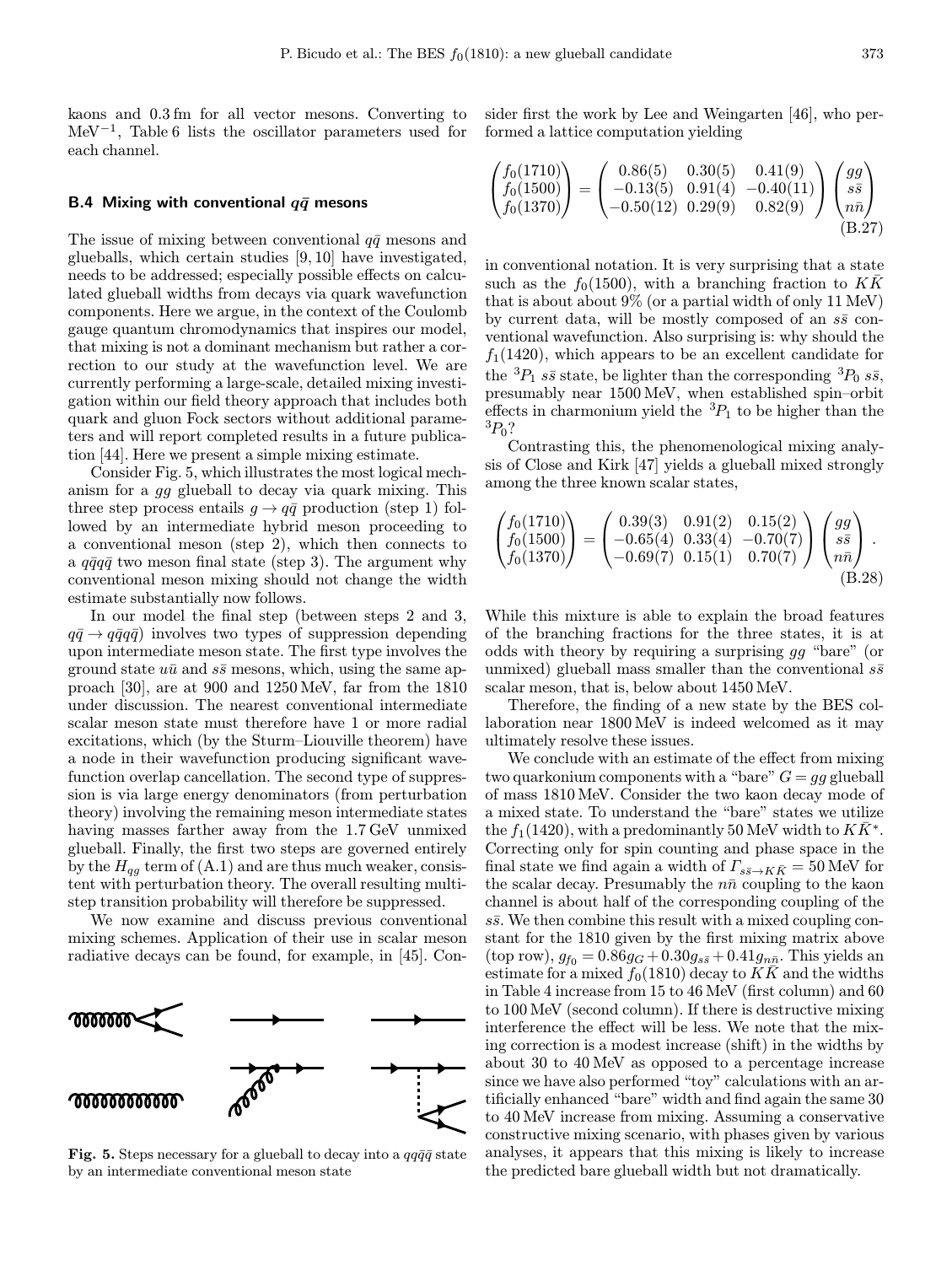kaons and 0.3 fm for all vector mesons. Converting to $\text{MeV}^{-1}$, Table 6 lists the oscillator parameters used for each channel.

### B.4 Mixing with conventional $q\bar{q}$ mesons

The issue of mixing between conventional $q\bar{q}$ mesons and glueballs, which certain studies [9, 10] have investigated, needs to be addressed; especially possible effects on calculated glueball widths from decays via quark wavefunction components. Here we argue, in the context of the Coulomb gauge quantum chromodynamics that inspires our model, that mixing is not a dominant mechanism but rather a correction to our study at the wavefunction level. We are currently performing a large-scale, detailed mixing investigation within our field theory approach that includes both quark and gluon Fock sectors without additional parameters and will report completed results in a future publication [44]. Here we present a simple mixing estimate.

Consider Fig. 5, which illustrates the most logical mechanism for a $gg$ glueball to decay via quark mixing. This three step process entails $g \to q\bar{q}$ production (step 1) followed by an intermediate hybrid meson proceeding to a conventional meson (step 2), which then connects to a $q\bar{q}q\bar{q}$ two meson final state (step 3). The argument why conventional meson mixing should not change the width estimate substantially now follows.

In our model the final step (between steps 2 and 3, $q\bar{q} \to q\bar{q}q\bar{q}$) involves two types of suppression depending upon intermediate meson state. The first type involves the ground state $u\bar{u}$ and $s\bar{s}$ mesons, which, using the same approach [30], are at 900 and 1250 MeV, far from the 1810 under discussion. The nearest conventional intermediate scalar meson state must therefore have 1 or more radial excitations, which (by the Sturm–Liouville theorem) have a node in their wavefunction producing significant wavefunction overlap cancellation. The second type of suppression is via large energy denominators (from perturbation theory) involving the remaining meson intermediate states having masses farther away from the 1.7 GeV unmixed glueball. Finally, the first two steps are governed entirely by the $H_{qg}$ term of (A.1) and are thus much weaker, consistent with perturbation theory. The overall resulting multistep transition probability will therefore be suppressed.

We now examine and discuss previous conventional mixing schemes. Application of their use in scalar meson radiative decays can be found, for example, in [45]. Consider first the work by Lee and Weingarten [46], who performed a lattice computation yielding

$$\begin{pmatrix} f_0(1710) \\ f_0(1500) \\ f_0(1370) \end{pmatrix} = \begin{pmatrix} 0.86(5) & 0.30(5) & 0.41(9) \\ -0.13(5) & 0.91(4) & -0.40(11) \\ -0.50(12) & 0.29(9) & 0.82(9) \end{pmatrix} \begin{pmatrix} gg \\ s\bar{s} \\ n\bar{n} \end{pmatrix} \tag{B.27}$$

in conventional notation. It is very surprising that a state such as the $f_0(1500)$, with a branching fraction to $K\bar{K}$ that is about about 9% (or a partial width of only 11 MeV) by current data, will be mostly composed of an $s\bar{s}$ conventional wavefunction. Also surprising is: why should the $f_1(1420)$, which appears to be an excellent candidate for the ${}^3P_1$ $s\bar{s}$ state, be lighter than the corresponding ${}^3P_0$ $s\bar{s}$, presumably near 1500 MeV, when established spin–orbit effects in charmonium yield the ${}^3P_1$ to be higher than the ${}^3P_0$?

Contrasting this, the phenomenological mixing analysis of Close and Kirk [47] yields a glueball mixed strongly among the three known scalar states,

$$\begin{pmatrix} f_0(1710) \\ f_0(1500) \\ f_0(1370) \end{pmatrix} = \begin{pmatrix} 0.39(3) & 0.91(2) & 0.15(2) \\ -0.65(4) & 0.33(4) & -0.70(7) \\ -0.69(7) & 0.15(1) & 0.70(7) \end{pmatrix} \begin{pmatrix} gg \\ s\bar{s} \\ n\bar{n} \end{pmatrix}. \tag{B.28}$$

While this mixture is able to explain the broad features of the branching fractions for the three states, it is at odds with theory by requiring a surprising $gg$ "bare" (or unmixed) glueball mass smaller than the conventional $s\bar{s}$ scalar meson, that is, below about 1450 MeV.

Therefore, the finding of a new state by the BES collaboration near 1800 MeV is indeed welcomed as it may ultimately resolve these issues.

We conclude with an estimate of the effect from mixing two quarkonium components with a "bare" $G = gg$ glueball of mass 1810 MeV. Consider the two kaon decay mode of a mixed state. To understand the "bare" states we utilize the $f_1(1420)$, with a predominantly 50 MeV width to $K\bar{K}^*$. Correcting only for spin counting and phase space in the final state we find again a width of $\Gamma_{s\bar{s}\to K\bar{K}} = 50$ MeV for the scalar decay. Presumably the $n\bar{n}$ coupling to the kaon channel is about half of the corresponding coupling of the $s\bar{s}$. We then combine this result with a mixed coupling constant for the 1810 given by the first mixing matrix above (top row), $g_{f_0} = 0.86 g_G + 0.30 g_{s\bar{s}} + 0.41 g_{n\bar{n}}$. This yields an estimate for a mixed $f_0(1810)$ decay to $K\bar{K}$ and the widths in Table 4 increase from 15 to 46 MeV (first column) and 60 to 100 MeV (second column). If there is destructive mixing interference the effect will be less. We note that the mixing correction is a modest increase (shift) in the widths by about 30 to 40 MeV as opposed to a percentage increase since we have also performed "toy" calculations with an artificially enhanced "bare" width and find again the same 30 to 40 MeV increase from mixing. Assuming a conservative constructive mixing scenario, with phases given by various analyses, it appears that this mixing is likely to increase the predicted bare glueball width but not dramatically.

**Fig. 5.** Steps necessary for a glueball to decay into a $qq\bar{q}\bar{q}$ state by an intermediate conventional meson state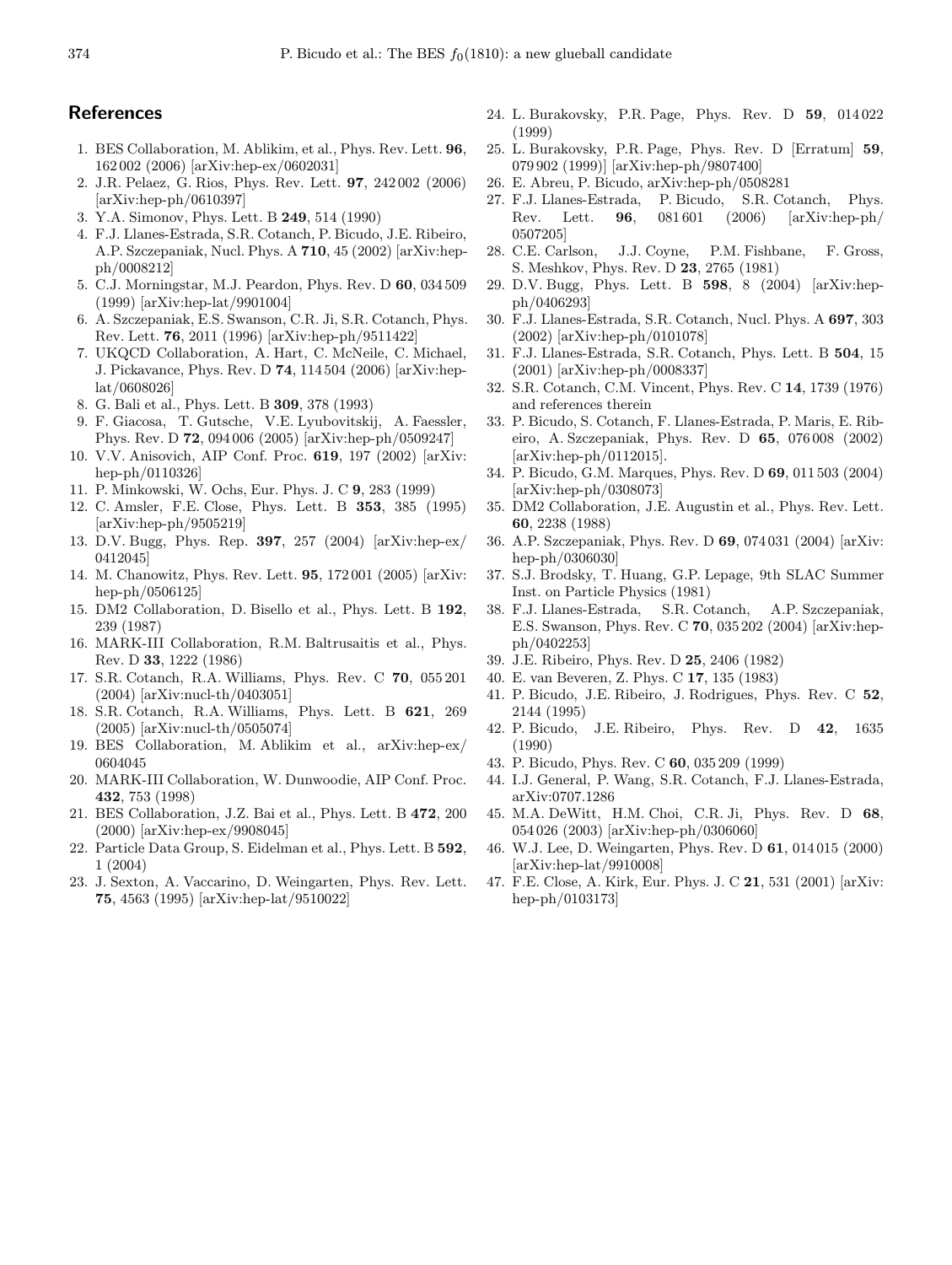## References

1. BES Collaboration, M. Ablikim, et al., Phys. Rev. Lett. **96**, 162 002 (2006) [arXiv:hep-ex/0602031]
2. J.R. Pelaez, G. Rios, Phys. Rev. Lett. **97**, 242 002 (2006) [arXiv:hep-ph/0610397]
3. Y.A. Simonov, Phys. Lett. B **249**, 514 (1990)
4. F.J. Llanes-Estrada, S.R. Cotanch, P. Bicudo, J.E. Ribeiro, A.P. Szczepaniak, Nucl. Phys. A **710**, 45 (2002) [arXiv:hep-ph/0008212]
5. C.J. Morningstar, M.J. Peardon, Phys. Rev. D **60**, 034 509 (1999) [arXiv:hep-lat/9901004]
6. A. Szczepaniak, E.S. Swanson, C.R. Ji, S.R. Cotanch, Phys. Rev. Lett. **76**, 2011 (1996) [arXiv:hep-ph/9511422]
7. UKQCD Collaboration, A. Hart, C. McNeile, C. Michael, J. Pickavance, Phys. Rev. D **74**, 114 504 (2006) [arXiv:hep-lat/0608026]
8. G. Bali et al., Phys. Lett. B **309**, 378 (1993)
9. F. Giacosa, T. Gutsche, V.E. Lyubovitskij, A. Faessler, Phys. Rev. D **72**, 094 006 (2005) [arXiv:hep-ph/0509247]
10. V.V. Anisovich, AIP Conf. Proc. **619**, 197 (2002) [arXiv:hep-ph/0110326]
11. P. Minkowski, W. Ochs, Eur. Phys. J. C **9**, 283 (1999)
12. C. Amsler, F.E. Close, Phys. Lett. B **353**, 385 (1995) [arXiv:hep-ph/9505219]
13. D.V. Bugg, Phys. Rep. **397**, 257 (2004) [arXiv:hep-ex/0412045]
14. M. Chanowitz, Phys. Rev. Lett. **95**, 172 001 (2005) [arXiv:hep-ph/0506125]
15. DM2 Collaboration, D. Bisello et al., Phys. Lett. B **192**, 239 (1987)
16. MARK-III Collaboration, R.M. Baltrusaitis et al., Phys. Rev. D **33**, 1222 (1986)
17. S.R. Cotanch, R.A. Williams, Phys. Rev. C **70**, 055 201 (2004) [arXiv:nucl-th/0403051]
18. S.R. Cotanch, R.A. Williams, Phys. Lett. B **621**, 269 (2005) [arXiv:nucl-th/0505074]
19. BES Collaboration, M. Ablikim et al., arXiv:hep-ex/0604045
20. MARK-III Collaboration, W. Dunwoodie, AIP Conf. Proc. **432**, 753 (1998)
21. BES Collaboration, J.Z. Bai et al., Phys. Lett. B **472**, 200 (2000) [arXiv:hep-ex/9908045]
22. Particle Data Group, S. Eidelman et al., Phys. Lett. B **592**, 1 (2004)
23. J. Sexton, A. Vaccarino, D. Weingarten, Phys. Rev. Lett. **75**, 4563 (1995) [arXiv:hep-lat/9510022]
24. L. Burakovsky, P.R. Page, Phys. Rev. D **59**, 014 022 (1999)
25. L. Burakovsky, P.R. Page, Phys. Rev. D [Erratum] **59**, 079 902 (1999)] [arXiv:hep-ph/9807400]
26. E. Abreu, P. Bicudo, arXiv:hep-ph/0508281
27. F.J. Llanes-Estrada, P. Bicudo, S.R. Cotanch, Phys. Rev. Lett. **96**, 081 601 (2006) [arXiv:hep-ph/0507205]
28. C.E. Carlson, J.J. Coyne, P.M. Fishbane, F. Gross, S. Meshkov, Phys. Rev. D **23**, 2765 (1981)
29. D.V. Bugg, Phys. Lett. B **598**, 8 (2004) [arXiv:hep-ph/0406293]
30. F.J. Llanes-Estrada, S.R. Cotanch, Nucl. Phys. A **697**, 303 (2002) [arXiv:hep-ph/0101078]
31. F.J. Llanes-Estrada, S.R. Cotanch, Phys. Lett. B **504**, 15 (2001) [arXiv:hep-ph/0008337]
32. S.R. Cotanch, C.M. Vincent, Phys. Rev. C **14**, 1739 (1976) and references therein
33. P. Bicudo, S. Cotanch, F. Llanes-Estrada, P. Maris, E. Ribeiro, A. Szczepaniak, Phys. Rev. D **65**, 076 008 (2002) [arXiv:hep-ph/0112015].
34. P. Bicudo, G.M. Marques, Phys. Rev. D **69**, 011 503 (2004) [arXiv:hep-ph/0308073]
35. DM2 Collaboration, J.E. Augustin et al., Phys. Rev. Lett. **60**, 2238 (1988)
36. A.P. Szczepaniak, Phys. Rev. D **69**, 074 031 (2004) [arXiv:hep-ph/0306030]
37. S.J. Brodsky, T. Huang, G.P. Lepage, 9th SLAC Summer Inst. on Particle Physics (1981)
38. F.J. Llanes-Estrada, S.R. Cotanch, A.P. Szczepaniak, E.S. Swanson, Phys. Rev. C **70**, 035 202 (2004) [arXiv:hep-ph/0402253]
39. J.E. Ribeiro, Phys. Rev. D **25**, 2406 (1982)
40. E. van Beveren, Z. Phys. C **17**, 135 (1983)
41. P. Bicudo, J.E. Ribeiro, J. Rodrigues, Phys. Rev. C **52**, 2144 (1995)
42. P. Bicudo, J.E. Ribeiro, Phys. Rev. D **42**, 1635 (1990)
43. P. Bicudo, Phys. Rev. C **60**, 035 209 (1999)
44. I.J. General, P. Wang, S.R. Cotanch, F.J. Llanes-Estrada, arXiv:0707.1286
45. M.A. DeWitt, H.M. Choi, C.R. Ji, Phys. Rev. D **68**, 054 026 (2003) [arXiv:hep-ph/0306060]
46. W.J. Lee, D. Weingarten, Phys. Rev. D **61**, 014 015 (2000) [arXiv:hep-lat/9910008]
47. F.E. Close, A. Kirk, Eur. Phys. J. C **21**, 531 (2001) [arXiv:hep-ph/0103173]